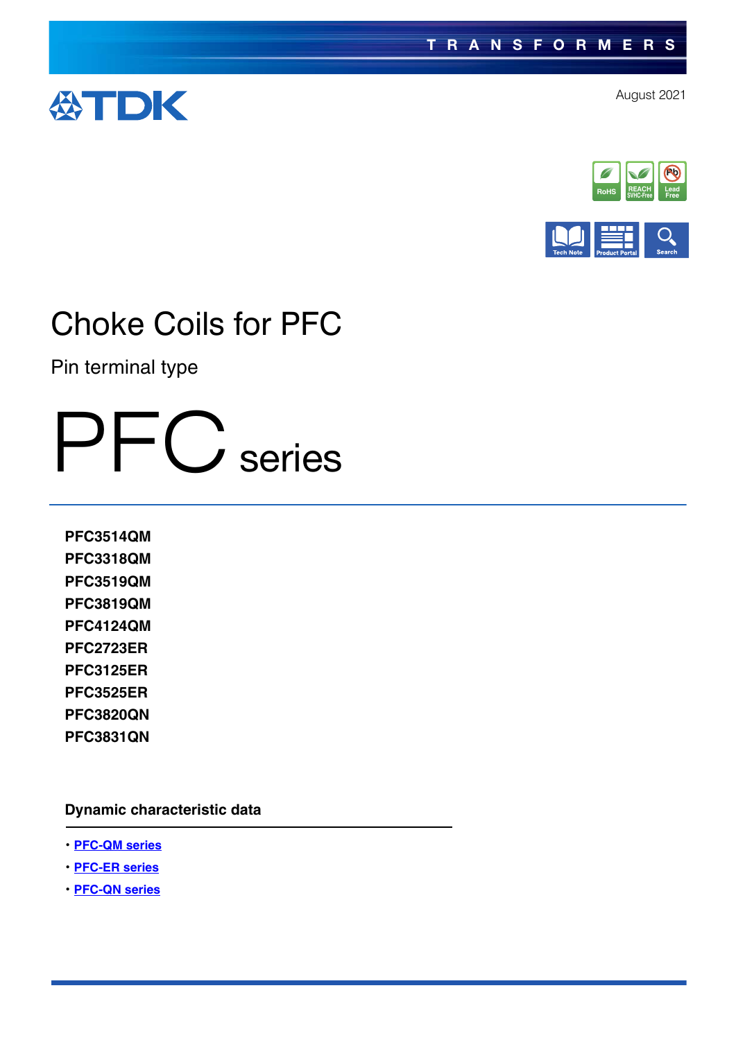TRANSFORMERS

TDK

August 2021

# Choke Coils for PFC

Pin terminal type

# PFC series

**PFC3514QM**
**PFC3318QM**
**PFC3519QM**
**PFC3819QM**
**PFC4124QM**
**PFC2723ER**
**PFC3125ER**
**PFC3525ER**
**PFC3820QN**
**PFC3831QN**

### Dynamic characteristic data

- **PFC-QM series**
- **PFC-ER series**
- **PFC-QN series**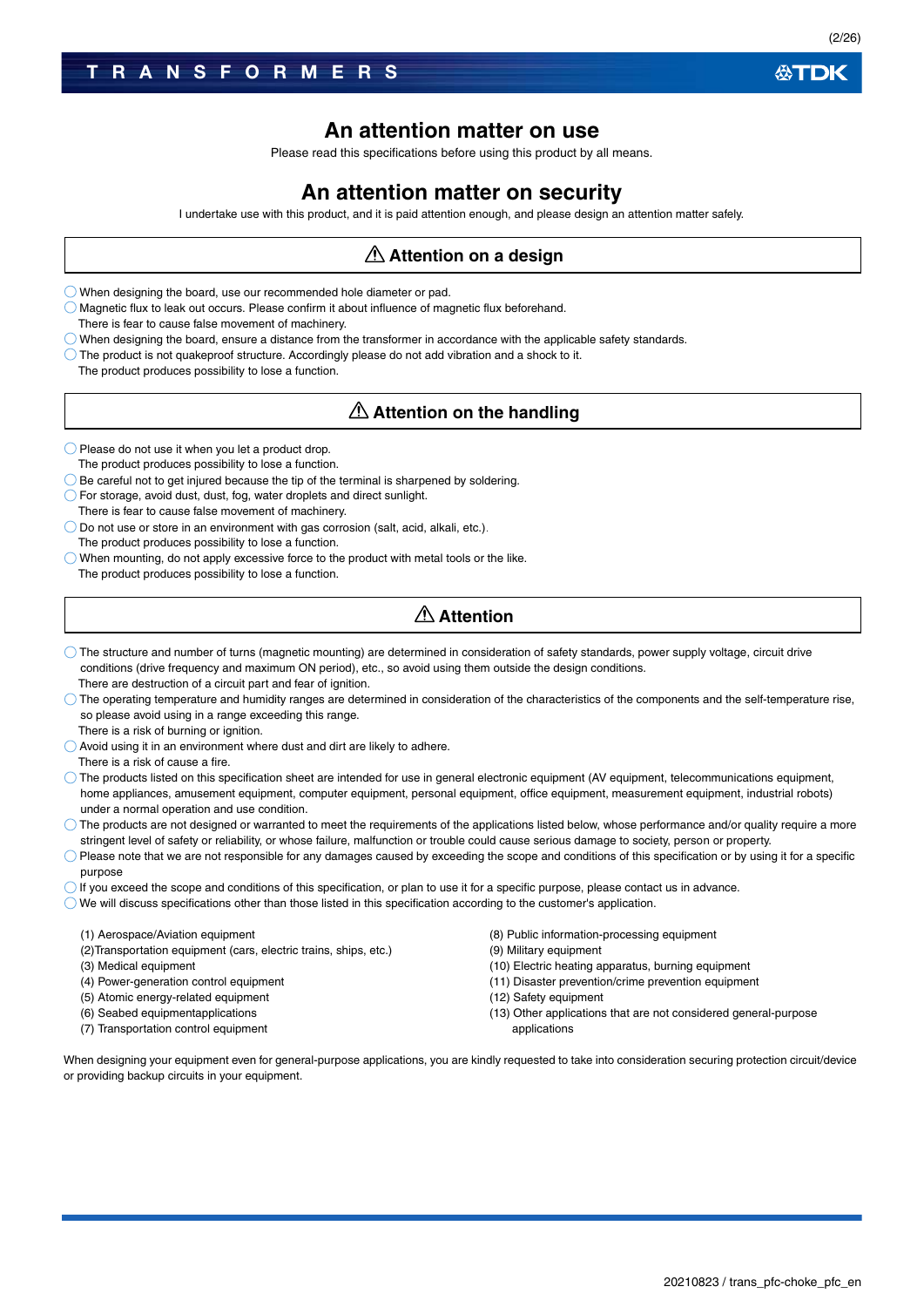# An attention matter on use

Please read this specifications before using this product by all means.

# An attention matter on security

I undertake use with this product, and it is paid attention enough, and please design an attention matter safely.

## ⚠ Attention on a design

- ◯ When designing the board, use our recommended hole diameter or pad.
- ◯ Magnetic flux to leak out occurs. Please confirm it about influence of magnetic flux beforehand.
  There is fear to cause false movement of machinery.
- ◯ When designing the board, ensure a distance from the transformer in accordance with the applicable safety standards.
- ◯ The product is not quakeproof structure. Accordingly please do not add vibration and a shock to it.
  The product produces possibility to lose a function.

## ⚠ Attention on the handling

- ◯ Please do not use it when you let a product drop.
  The product produces possibility to lose a function.
- ◯ Be careful not to get injured because the tip of the terminal is sharpened by soldering.
- ◯ For storage, avoid dust, dust, fog, water droplets and direct sunlight.
  There is fear to cause false movement of machinery.
- ◯ Do not use or store in an environment with gas corrosion (salt, acid, alkali, etc.).
  The product produces possibility to lose a function.
- ◯ When mounting, do not apply excessive force to the product with metal tools or the like.
  The product produces possibility to lose a function.

## ⚠ Attention

- ◯ The structure and number of turns (magnetic mounting) are determined in consideration of safety standards, power supply voltage, circuit drive conditions (drive frequency and maximum ON period), etc., so avoid using them outside the design conditions.
  There are destruction of a circuit part and fear of ignition.
- ◯ The operating temperature and humidity ranges are determined in consideration of the characteristics of the components and the self-temperature rise, so please avoid using in a range exceeding this range.
  There is a risk of burning or ignition.
- ◯ Avoid using it in an environment where dust and dirt are likely to adhere.
  There is a risk of cause a fire.
- ◯ The products listed on this specification sheet are intended for use in general electronic equipment (AV equipment, telecommunications equipment, home appliances, amusement equipment, computer equipment, personal equipment, office equipment, measurement equipment, industrial robots) under a normal operation and use condition.
- ◯ The products are not designed or warranted to meet the requirements of the applications listed below, whose performance and/or quality require a more stringent level of safety or reliability, or whose failure, malfunction or trouble could cause serious damage to society, person or property.
- ◯ Please note that we are not responsible for any damages caused by exceeding the scope and conditions of this specification or by using it for a specific purpose
- ◯ If you exceed the scope and conditions of this specification, or plan to use it for a specific purpose, please contact us in advance.
- ◯ We will discuss specifications other than those listed in this specification according to the customer's application.

(1) Aerospace/Aviation equipment
(2)Transportation equipment (cars, electric trains, ships, etc.)
(3) Medical equipment
(4) Power-generation control equipment
(5) Atomic energy-related equipment
(6) Seabed equipmentapplications
(7) Transportation control equipment
(8) Public information-processing equipment
(9) Military equipment
(10) Electric heating apparatus, burning equipment
(11) Disaster prevention/crime prevention equipment
(12) Safety equipment
(13) Other applications that are not considered general-purpose applications

When designing your equipment even for general-purpose applications, you are kindly requested to take into consideration securing protection circuit/device or providing backup circuits in your equipment.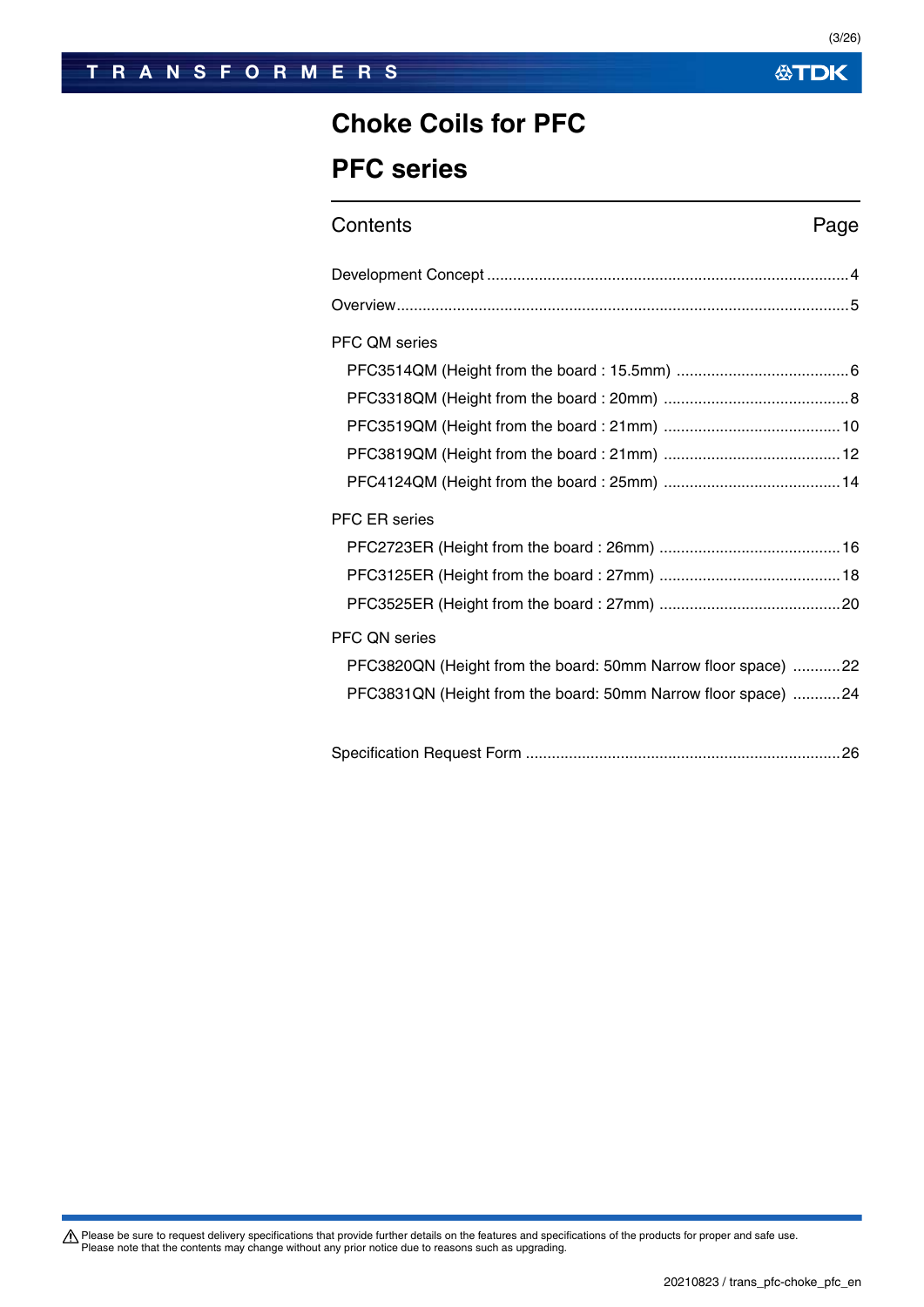# Choke Coils for PFC

# PFC series

| Contents | Page |
| --- | --- |
| Development Concept | 4 |
| Overview | 5 |
| PFC QM series | |
| PFC3514QM (Height from the board : 15.5mm) | 6 |
| PFC3318QM (Height from the board : 20mm) | 8 |
| PFC3519QM (Height from the board : 21mm) | 10 |
| PFC3819QM (Height from the board : 21mm) | 12 |
| PFC4124QM (Height from the board : 25mm) | 14 |
| PFC ER series | |
| PFC2723ER (Height from the board : 26mm) | 16 |
| PFC3125ER (Height from the board : 27mm) | 18 |
| PFC3525ER (Height from the board : 27mm) | 20 |
| PFC QN series | |
| PFC3820QN (Height from the board: 50mm Narrow floor space) | 22 |
| PFC3831QN (Height from the board: 50mm Narrow floor space) | 24 |
| Specification Request Form | 26 |

⚠ Please be sure to request delivery specifications that provide further details on the features and specifications of the products for proper and safe use.
Please note that the contents may change without any prior notice due to reasons such as upgrading.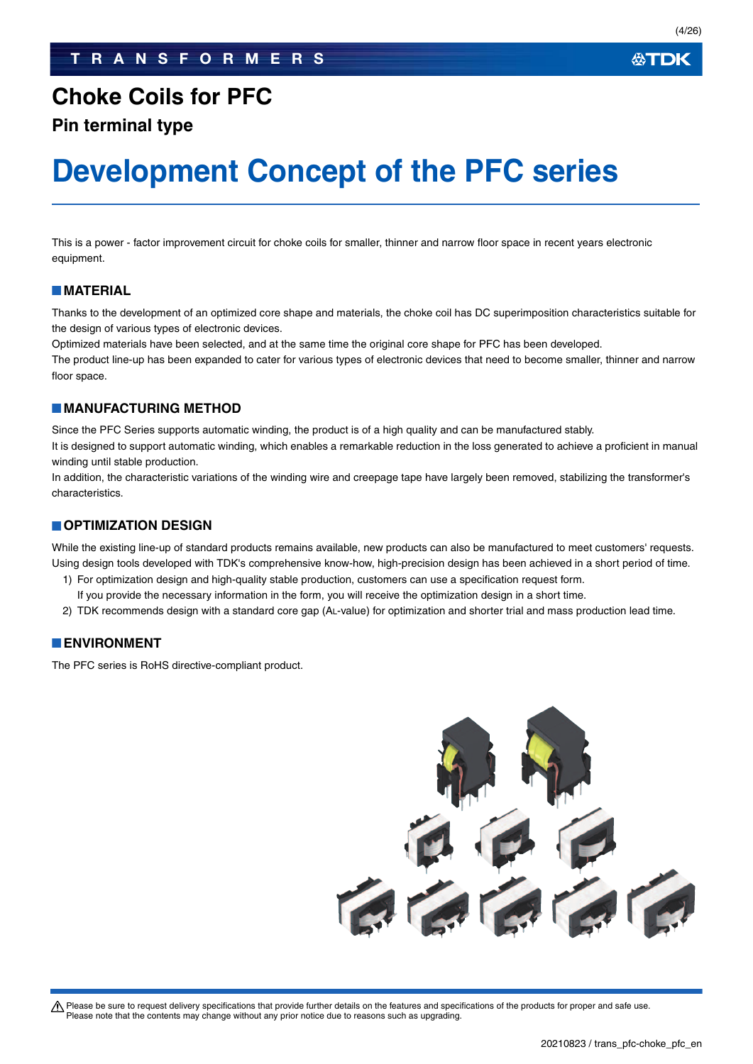# Choke Coils for PFC

## Pin terminal type

# Development Concept of the PFC series

This is a power - factor improvement circuit for choke coils for smaller, thinner and narrow floor space in recent years electronic equipment.

### MATERIAL

Thanks to the development of an optimized core shape and materials, the choke coil has DC superimposition characteristics suitable for the design of various types of electronic devices.

Optimized materials have been selected, and at the same time the original core shape for PFC has been developed.

The product line-up has been expanded to cater for various types of electronic devices that need to become smaller, thinner and narrow floor space.

### MANUFACTURING METHOD

Since the PFC Series supports automatic winding, the product is of a high quality and can be manufactured stably.

It is designed to support automatic winding, which enables a remarkable reduction in the loss generated to achieve a proficient in manual winding until stable production.

In addition, the characteristic variations of the winding wire and creepage tape have largely been removed, stabilizing the transformer's characteristics.

### OPTIMIZATION DESIGN

While the existing line-up of standard products remains available, new products can also be manufactured to meet customers' requests.

Using design tools developed with TDK's comprehensive know-how, high-precision design has been achieved in a short period of time.

1) For optimization design and high-quality stable production, customers can use a specification request form.
   If you provide the necessary information in the form, you will receive the optimization design in a short time.
2) TDK recommends design with a standard core gap ($A_L$-value) for optimization and shorter trial and mass production lead time.

### ENVIRONMENT

The PFC series is RoHS directive-compliant product.

⚠ Please be sure to request delivery specifications that provide further details on the features and specifications of the products for proper and safe use.
Please note that the contents may change without any prior notice due to reasons such as upgrading.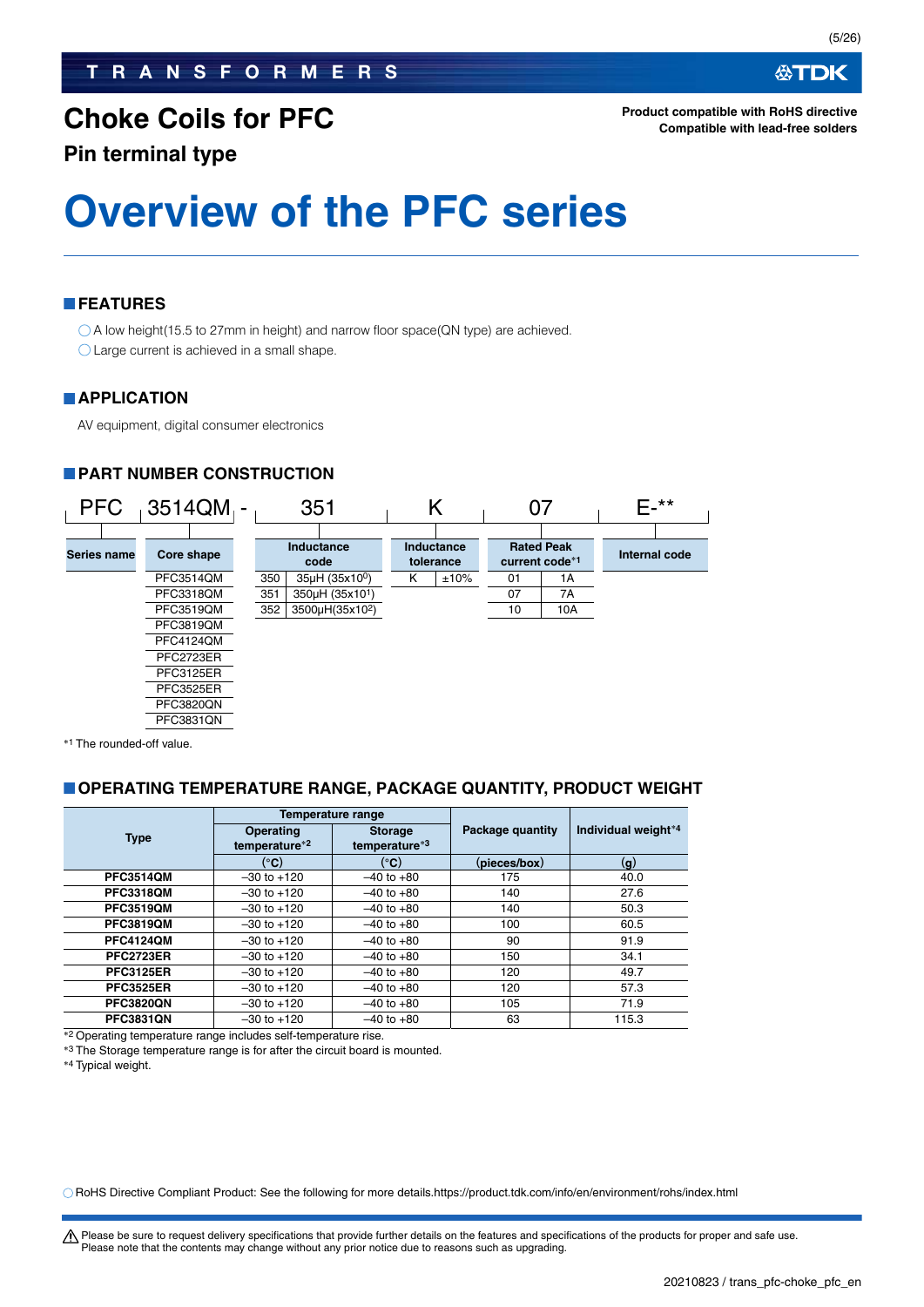TRANSFORMERS

# Choke Coils for PFC

**Product compatible with RoHS directive**
**Compatible with lead-free solders**

## Pin terminal type

# Overview of the PFC series

## FEATURES

- ◯ A low height(15.5 to 27mm in height) and narrow floor space(QN type) are achieved.
- ◯ Large current is achieved in a small shape.

## APPLICATION

AV equipment, digital consumer electronics

## PART NUMBER CONSTRUCTION

PFC 3514QM - 351 K 07 E-**

| Series name | Core shape | Inductance code | | Inductance tolerance | | Rated Peak current code*1 | | Internal code |
|---|---|---|---|---|---|---|---|---|
| | PFC3514QM | 350 | 35μH ($35 \times 10^0$) | K | ±10% | 01 | 1A | |
| | PFC3318QM | 351 | 350μH ($35 \times 10^1$) | | | 07 | 7A | |
| | PFC3519QM | 352 | 3500μH($35 \times 10^2$) | | | 10 | 10A | |
| | PFC3819QM | | | | | | | |
| | PFC4124QM | | | | | | | |
| | PFC2723ER | | | | | | | |
| | PFC3125ER | | | | | | | |
| | PFC3525ER | | | | | | | |
| | PFC3820QN | | | | | | | |
| | PFC3831QN | | | | | | | |

*1 The rounded-off value.

## OPERATING TEMPERATURE RANGE, PACKAGE QUANTITY, PRODUCT WEIGHT

| Type | Temperature range | | Package quantity | Individual weight*4 |
|---|---|---|---|---|
| | Operating temperature*2 | Storage temperature*3 | | |
| | (°C) | (°C) | (pieces/box) | (g) |
| **PFC3514QM** | –30 to +120 | –40 to +80 | 175 | 40.0 |
| **PFC3318QM** | –30 to +120 | –40 to +80 | 140 | 27.6 |
| **PFC3519QM** | –30 to +120 | –40 to +80 | 140 | 50.3 |
| **PFC3819QM** | –30 to +120 | –40 to +80 | 100 | 60.5 |
| **PFC4124QM** | –30 to +120 | –40 to +80 | 90 | 91.9 |
| **PFC2723ER** | –30 to +120 | –40 to +80 | 150 | 34.1 |
| **PFC3125ER** | –30 to +120 | –40 to +80 | 120 | 49.7 |
| **PFC3525ER** | –30 to +120 | –40 to +80 | 120 | 57.3 |
| **PFC3820QN** | –30 to +120 | –40 to +80 | 105 | 71.9 |
| **PFC3831QN** | –30 to +120 | –40 to +80 | 63 | 115.3 |

*2 Operating temperature range includes self-temperature rise.
*3 The Storage temperature range is for after the circuit board is mounted.
*4 Typical weight.

◯ RoHS Directive Compliant Product: See the following for more details.https://product.tdk.com/info/en/environment/rohs/index.html

⚠ Please be sure to request delivery specifications that provide further details on the features and specifications of the products for proper and safe use.
Please note that the contents may change without any prior notice due to reasons such as upgrading.

20210823 / trans_pfc-choke_pfc_en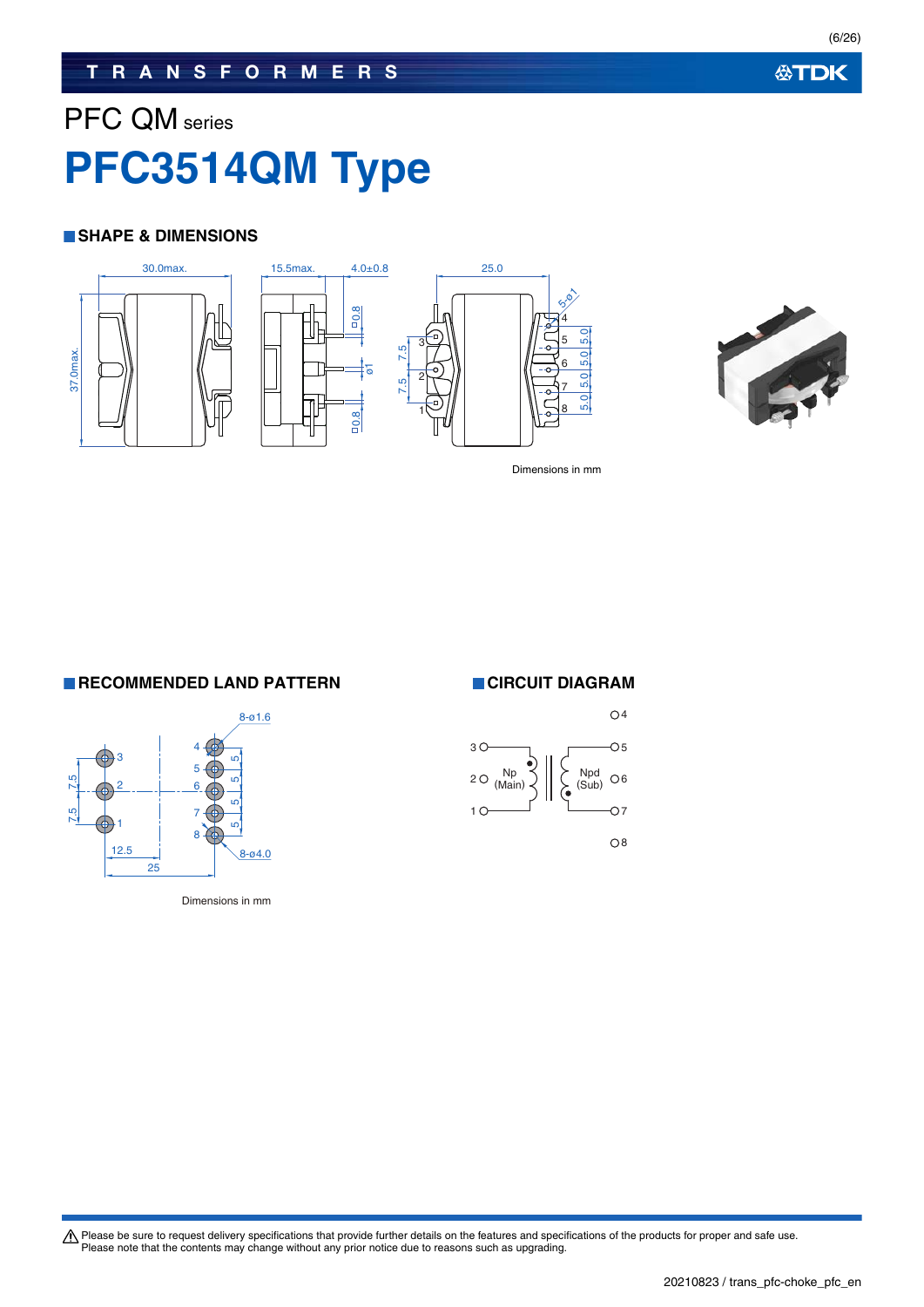PFC QM series

# PFC3514QM Type

## SHAPE & DIMENSIONS

Dimensions in mm

## RECOMMENDED LAND PATTERN

Dimensions in mm

## CIRCUIT DIAGRAM

⚠ Please be sure to request delivery specifications that provide further details on the features and specifications of the products for proper and safe use.
Please note that the contents may change without any prior notice due to reasons such as upgrading.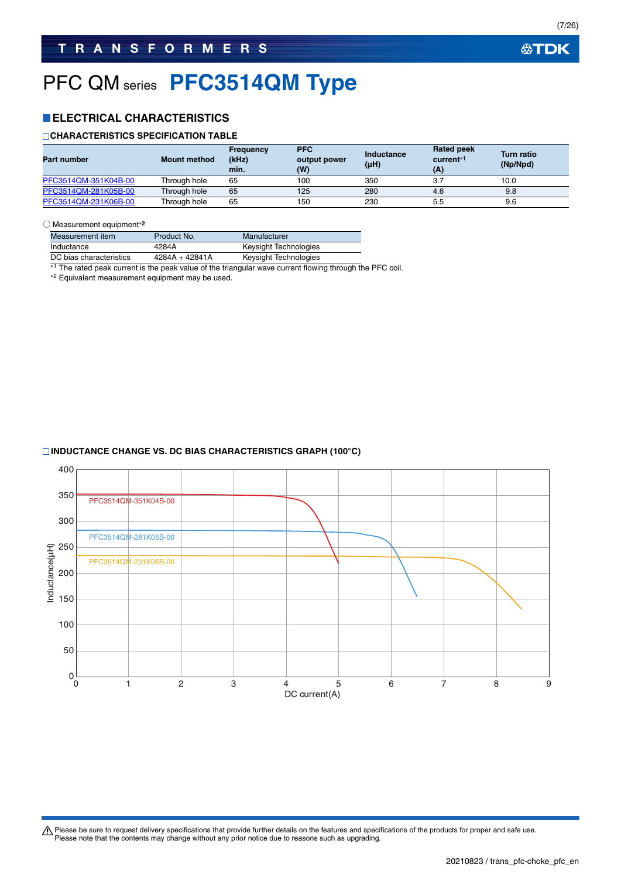# PFC QM series PFC3514QM Type

## ■ELECTRICAL CHARACTERISTICS

### □CHARACTERISTICS SPECIFICATION TABLE

| Part number | Mount method | Frequency (kHz) min. | PFC output power (W) | Inductance (µH) | Rated peak current*1 (A) | Turn ratio (Np/Npd) |
|---|---|---|---|---|---|---|
| PFC3514QM-351K04B-00 | Through hole | 65 | 100 | 350 | 3.7 | 10.0 |
| PFC3514QM-281K05B-00 | Through hole | 65 | 125 | 280 | 4.6 | 9.8 |
| PFC3514QM-231K06B-00 | Through hole | 65 | 150 | 230 | 5.5 | 9.6 |

○ Measurement equipment*2

| Measurement item | Product No. | Manufacturer |
|---|---|---|
| Inductance | 4284A | Keysight Technologies |
| DC bias characteristics | 4284A + 42841A | Keysight Technologies |

*1 The rated peak current is the peak value of the triangular wave current flowing through the PFC coil.
*2 Equivalent measurement equipment may be used.

### □INDUCTANCE CHANGE VS. DC BIAS CHARACTERISTICS GRAPH (100°C)

Inductance(µH) vs. DC current(A): PFC3514QM-351K04B-00, PFC3514QM-281K05B-00, PFC3514QM-231K06B-00

⚠ Please be sure to request delivery specifications that provide further details on the features and specifications of the products for proper and safe use.
Please note that the contents may change without any prior notice due to reasons such as upgrading.

20210823 / trans_pfc-choke_pfc_en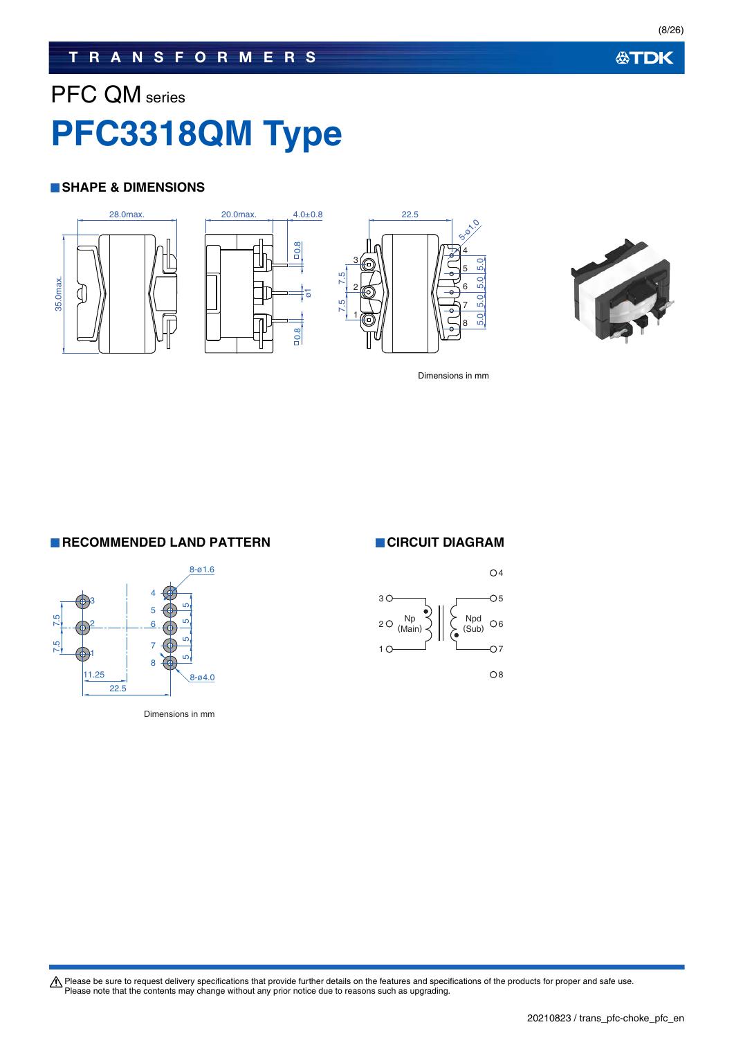# PFC QM series

# PFC3318QM Type

## SHAPE & DIMENSIONS

Dimensions in mm

## RECOMMENDED LAND PATTERN

Dimensions in mm

## CIRCUIT DIAGRAM

⚠ Please be sure to request delivery specifications that provide further details on the features and specifications of the products for proper and safe use.
Please note that the contents may change without any prior notice due to reasons such as upgrading.

20210823 / trans_pfc-choke_pfc_en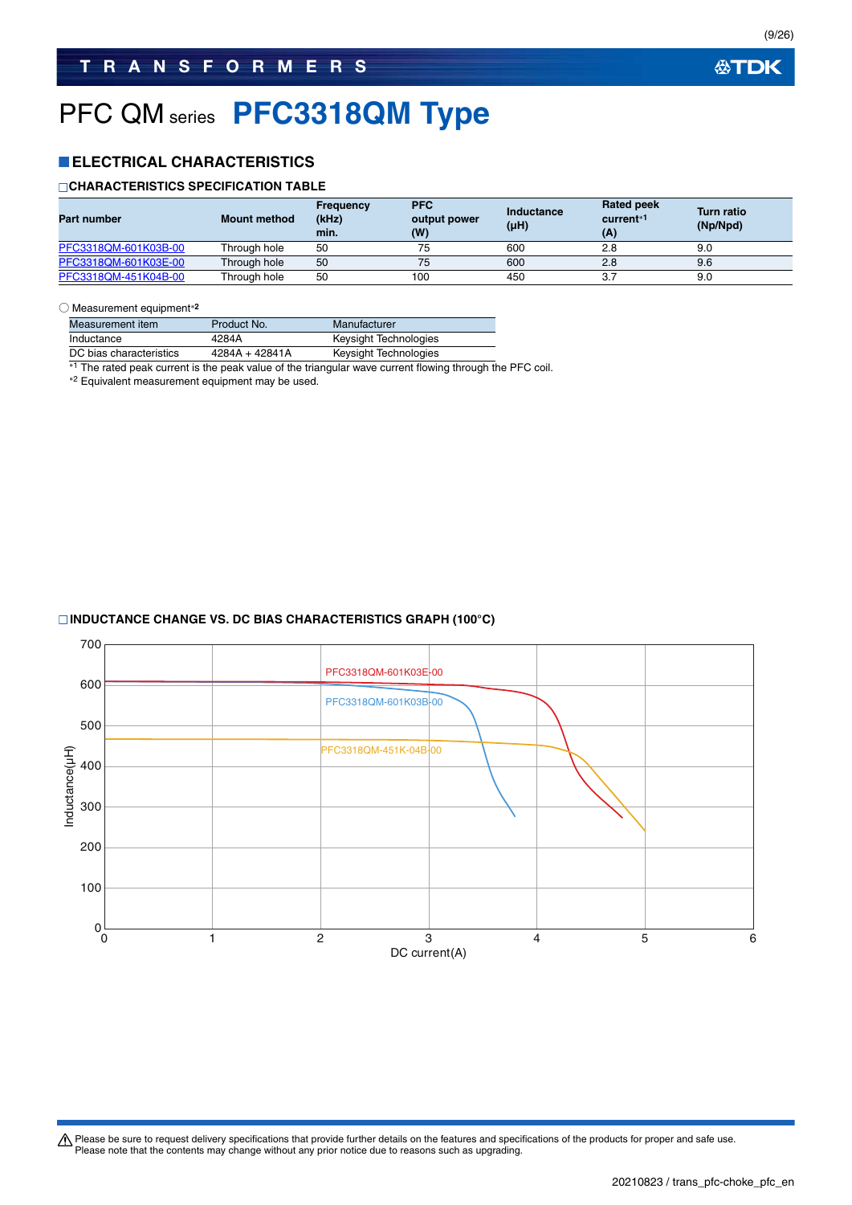# PFC QM series PFC3318QM Type

## ELECTRICAL CHARACTERISTICS

### CHARACTERISTICS SPECIFICATION TABLE

| Part number | Mount method | Frequency (kHz) min. | PFC output power (W) | Inductance (μH) | Rated peak current*1 (A) | Turn ratio (Np/Npd) |
|---|---|---|---|---|---|---|
| PFC3318QM-601K03B-00 | Through hole | 50 | 75 | 600 | 2.8 | 9.0 |
| PFC3318QM-601K03E-00 | Through hole | 50 | 75 | 600 | 2.8 | 9.6 |
| PFC3318QM-451K04B-00 | Through hole | 50 | 100 | 450 | 3.7 | 9.0 |

○ Measurement equipment*2

| Measurement item | Product No. | Manufacturer |
|---|---|---|
| Inductance | 4284A | Keysight Technologies |
| DC bias characteristics | 4284A + 42841A | Keysight Technologies |

*1 The rated peak current is the peak value of the triangular wave current flowing through the PFC coil.

*2 Equivalent measurement equipment may be used.

### INDUCTANCE CHANGE VS. DC BIAS CHARACTERISTICS GRAPH (100°C)

Inductance(μH) vs. DC current(A)

PFC3318QM-601K03E-00

PFC3318QM-601K03B-00

PFC3318QM-451K-04B-00

⚠ Please be sure to request delivery specifications that provide further details on the features and specifications of the products for proper and safe use.
Please note that the contents may change without any prior notice due to reasons such as upgrading.

20210823 / trans_pfc-choke_pfc_en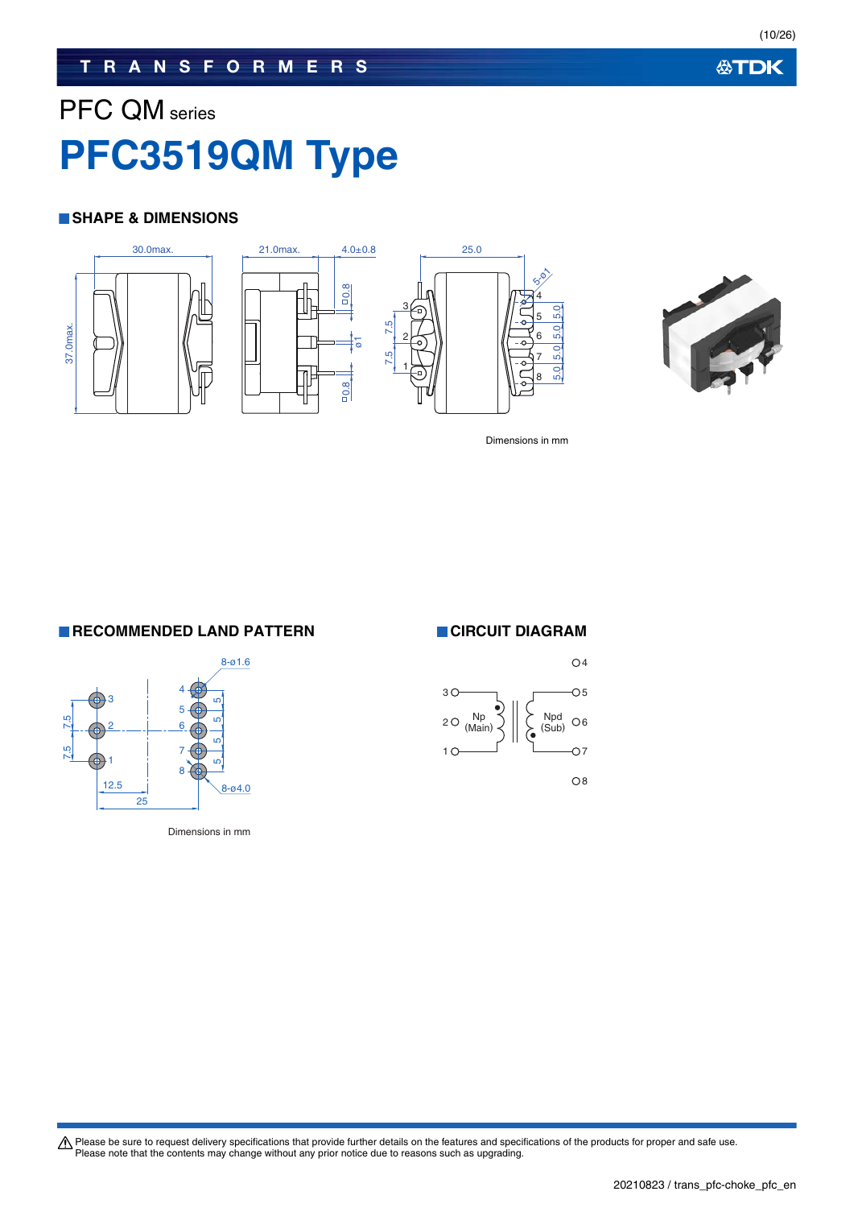PFC QM series

# PFC3519QM Type

## SHAPE & DIMENSIONS

Dimensions in mm

## RECOMMENDED LAND PATTERN

Dimensions in mm

## CIRCUIT DIAGRAM

⚠ Please be sure to request delivery specifications that provide further details on the features and specifications of the products for proper and safe use.
Please note that the contents may change without any prior notice due to reasons such as upgrading.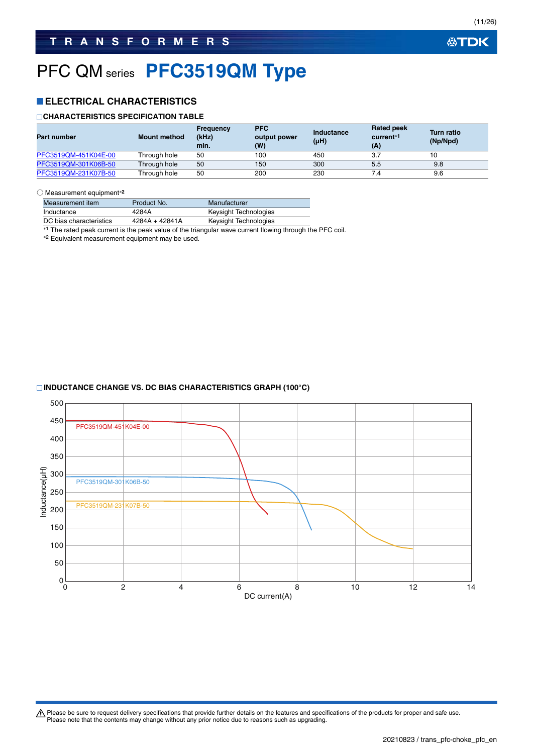# PFC QM series PFC3519QM Type

## ELECTRICAL CHARACTERISTICS

### CHARACTERISTICS SPECIFICATION TABLE

| Part number | Mount method | Frequency (kHz) min. | PFC output power (W) | Inductance (μH) | Rated peak current*1 (A) | Turn ratio (Np/Npd) |
|---|---|---|---|---|---|---|
| PFC3519QM-451K04E-00 | Through hole | 50 | 100 | 450 | 3.7 | 10 |
| PFC3519QM-301K06B-50 | Through hole | 50 | 150 | 300 | 5.5 | 9.8 |
| PFC3519QM-231K07B-50 | Through hole | 50 | 200 | 230 | 7.4 | 9.6 |

○ Measurement equipment*2

| Measurement item | Product No. | Manufacturer |
|---|---|---|
| Inductance | 4284A | Keysight Technologies |
| DC bias characteristics | 4284A + 42841A | Keysight Technologies |

*1 The rated peak current is the peak value of the triangular wave current flowing through the PFC coil.

*2 Equivalent measurement equipment may be used.

### INDUCTANCE CHANGE VS. DC BIAS CHARACTERISTICS GRAPH (100°C)

Inductance(μH) vs. DC current(A): curves for PFC3519QM-451K04E-00, PFC3519QM-301K06B-50, PFC3519QM-231K07B-50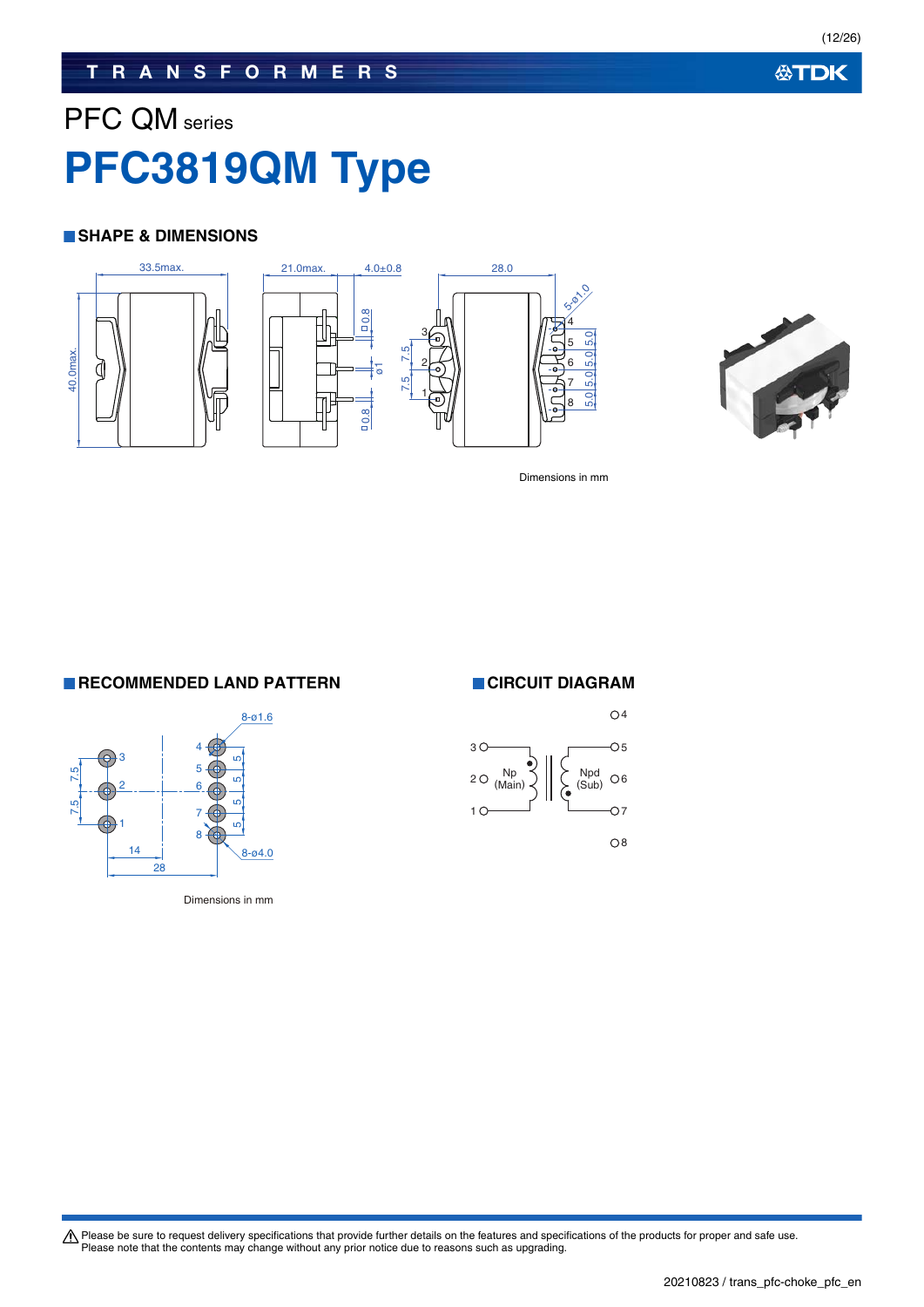# PFC QM series

# PFC3819QM Type

## SHAPE & DIMENSIONS

Dimensions in mm

## RECOMMENDED LAND PATTERN

Dimensions in mm

## CIRCUIT DIAGRAM

Please be sure to request delivery specifications that provide further details on the features and specifications of the products for proper and safe use.
Please note that the contents may change without any prior notice due to reasons such as upgrading.

20210823 / trans_pfc-choke_pfc_en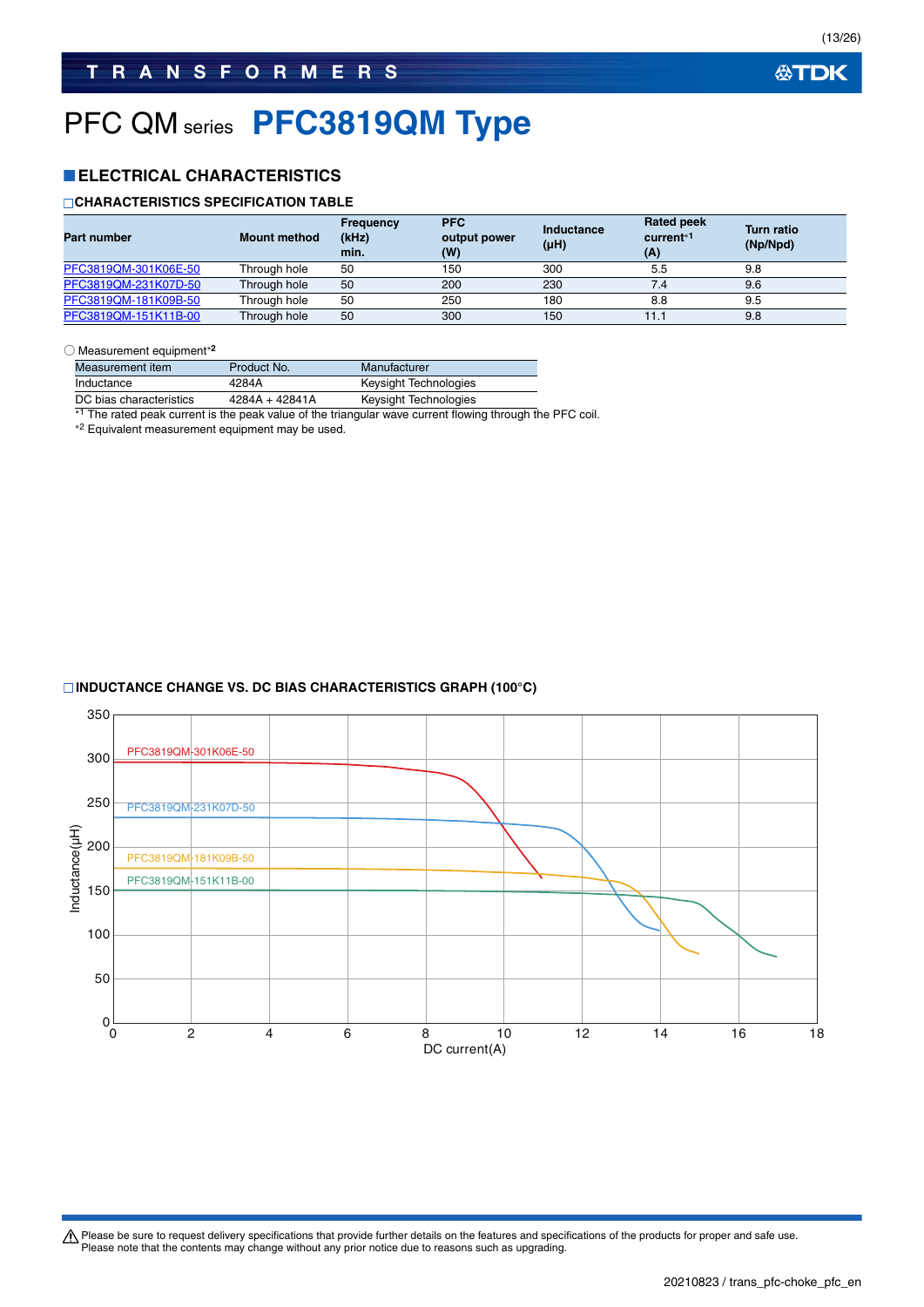# PFC QM series PFC3819QM Type

## ELECTRICAL CHARACTERISTICS

### CHARACTERISTICS SPECIFICATION TABLE

| Part number | Mount method | Frequency (kHz) min. | PFC output power (W) | Inductance (μH) | Rated peak current*1 (A) | Turn ratio (Np/Npd) |
|---|---|---|---|---|---|---|
| PFC3819QM-301K06E-50 | Through hole | 50 | 150 | 300 | 5.5 | 9.8 |
| PFC3819QM-231K07D-50 | Through hole | 50 | 200 | 230 | 7.4 | 9.6 |
| PFC3819QM-181K09B-50 | Through hole | 50 | 250 | 180 | 8.8 | 9.5 |
| PFC3819QM-151K11B-00 | Through hole | 50 | 300 | 150 | 11.1 | 9.8 |

○ Measurement equipment*2

| Measurement item | Product No. | Manufacturer |
|---|---|---|
| Inductance | 4284A | Keysight Technologies |
| DC bias characteristics | 4284A + 42841A | Keysight Technologies |

*1 The rated peak current is the peak value of the triangular wave current flowing through the PFC coil.
*2 Equivalent measurement equipment may be used.

### INDUCTANCE CHANGE VS. DC BIAS CHARACTERISTICS GRAPH (100°C)

Inductance(μH) vs. DC current(A): PFC3819QM-301K06E-50, PFC3819QM-231K07D-50, PFC3819QM-181K09B-50, PFC3819QM-151K11B-00

⚠ Please be sure to request delivery specifications that provide further details on the features and specifications of the products for proper and safe use.
Please note that the contents may change without any prior notice due to reasons such as upgrading.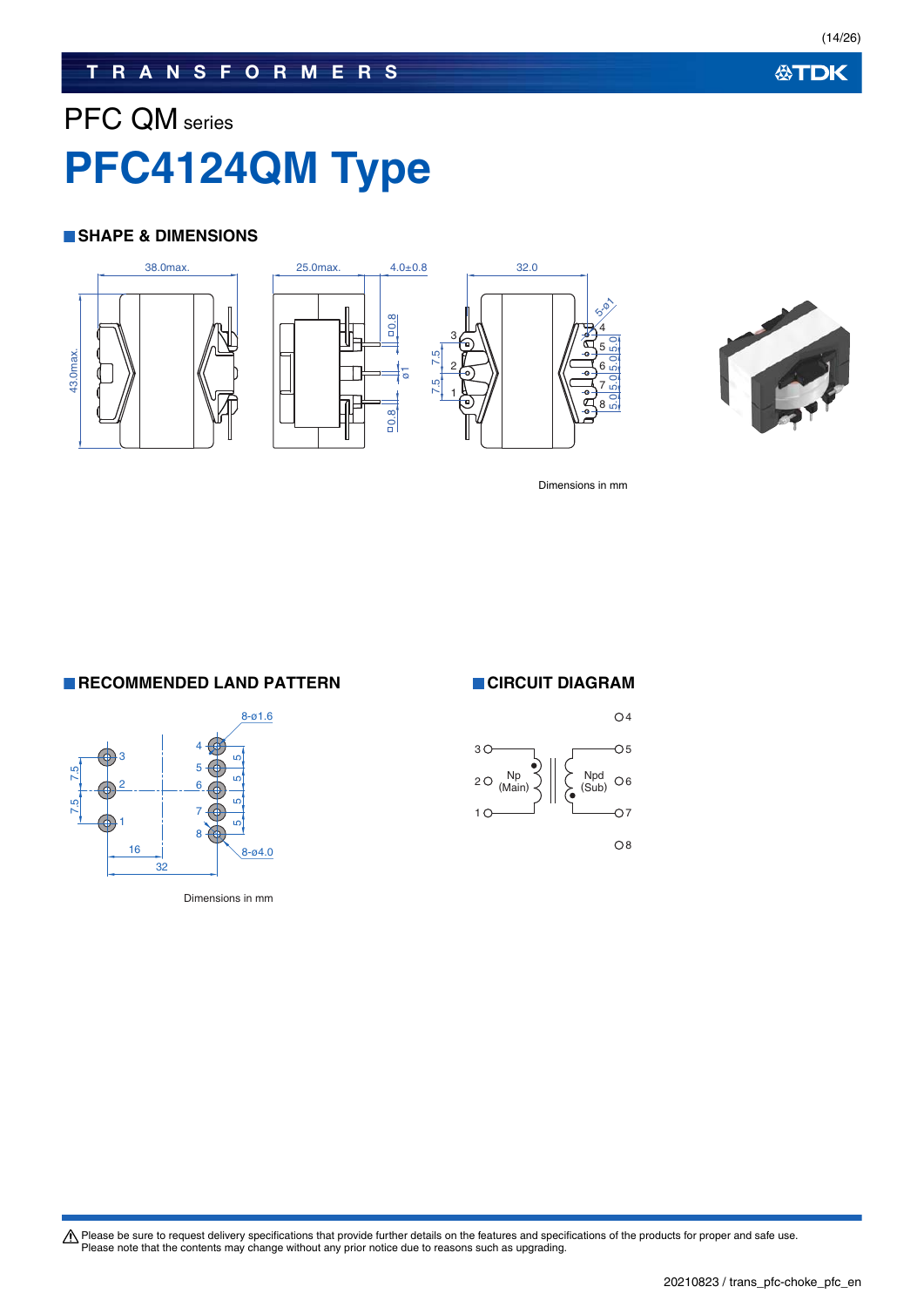PFC QM series

# PFC4124QM Type

## SHAPE & DIMENSIONS

Dimensions in mm

## RECOMMENDED LAND PATTERN

Dimensions in mm

## CIRCUIT DIAGRAM

Please be sure to request delivery specifications that provide further details on the features and specifications of the products for proper and safe use.
Please note that the contents may change without any prior notice due to reasons such as upgrading.

20210823 / trans_pfc-choke_pfc_en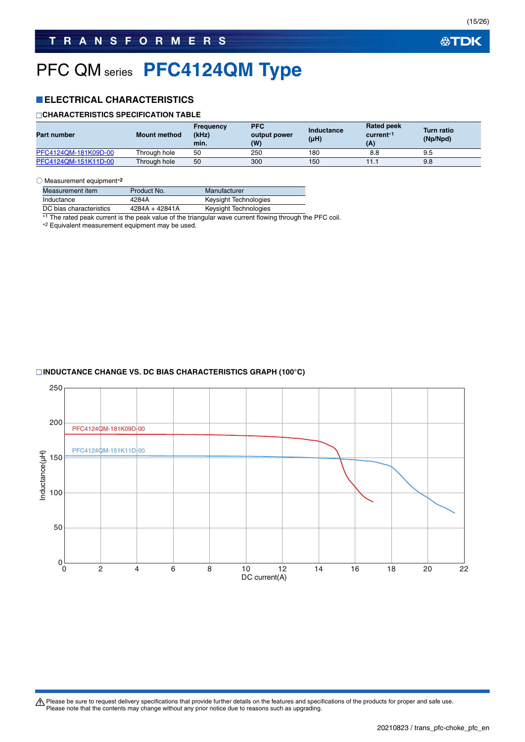# PFC QM series PFC4124QM Type

## ■ELECTRICAL CHARACTERISTICS

### □CHARACTERISTICS SPECIFICATION TABLE

| Part number | Mount method | Frequency (kHz) min. | PFC output power (W) | Inductance (μH) | Rated peak current*1 (A) | Turn ratio (Np/Npd) |
|---|---|---|---|---|---|---|
| PFC4124QM-181K09D-00 | Through hole | 50 | 250 | 180 | 8.8 | 9.5 |
| PFC4124QM-151K11D-00 | Through hole | 50 | 300 | 150 | 11.1 | 9.8 |

○ Measurement equipment*2

| Measurement item | Product No. | Manufacturer |
|---|---|---|
| Inductance | 4284A | Keysight Technologies |
| DC bias characteristics | 4284A + 42841A | Keysight Technologies |

*1 The rated peak current is the peak value of the triangular wave current flowing through the PFC coil.
*2 Equivalent measurement equipment may be used.

### □INDUCTANCE CHANGE VS. DC BIAS CHARACTERISTICS GRAPH (100°C)

Inductance(μH) vs. DC current(A): PFC4124QM-181K09D-00, PFC4124QM-151K11D-00

⚠ Please be sure to request delivery specifications that provide further details on the features and specifications of the products for proper and safe use.
Please note that the contents may change without any prior notice due to reasons such as upgrading.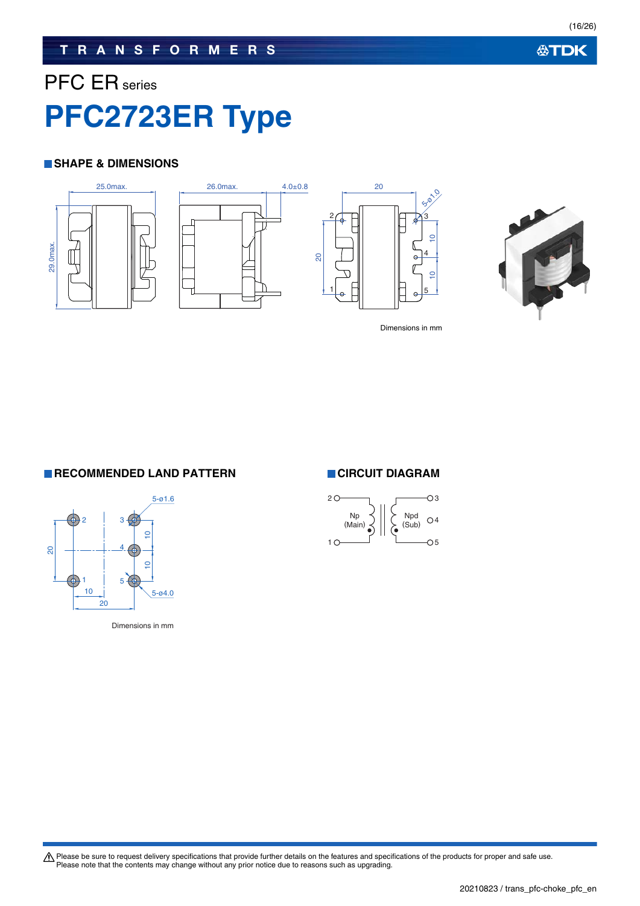PFC ER series

# PFC2723ER Type

## SHAPE & DIMENSIONS

Dimensions in mm

## RECOMMENDED LAND PATTERN

Dimensions in mm

## CIRCUIT DIAGRAM

⚠ Please be sure to request delivery specifications that provide further details on the features and specifications of the products for proper and safe use.
Please note that the contents may change without any prior notice due to reasons such as upgrading.

20210823 / trans_pfc-choke_pfc_en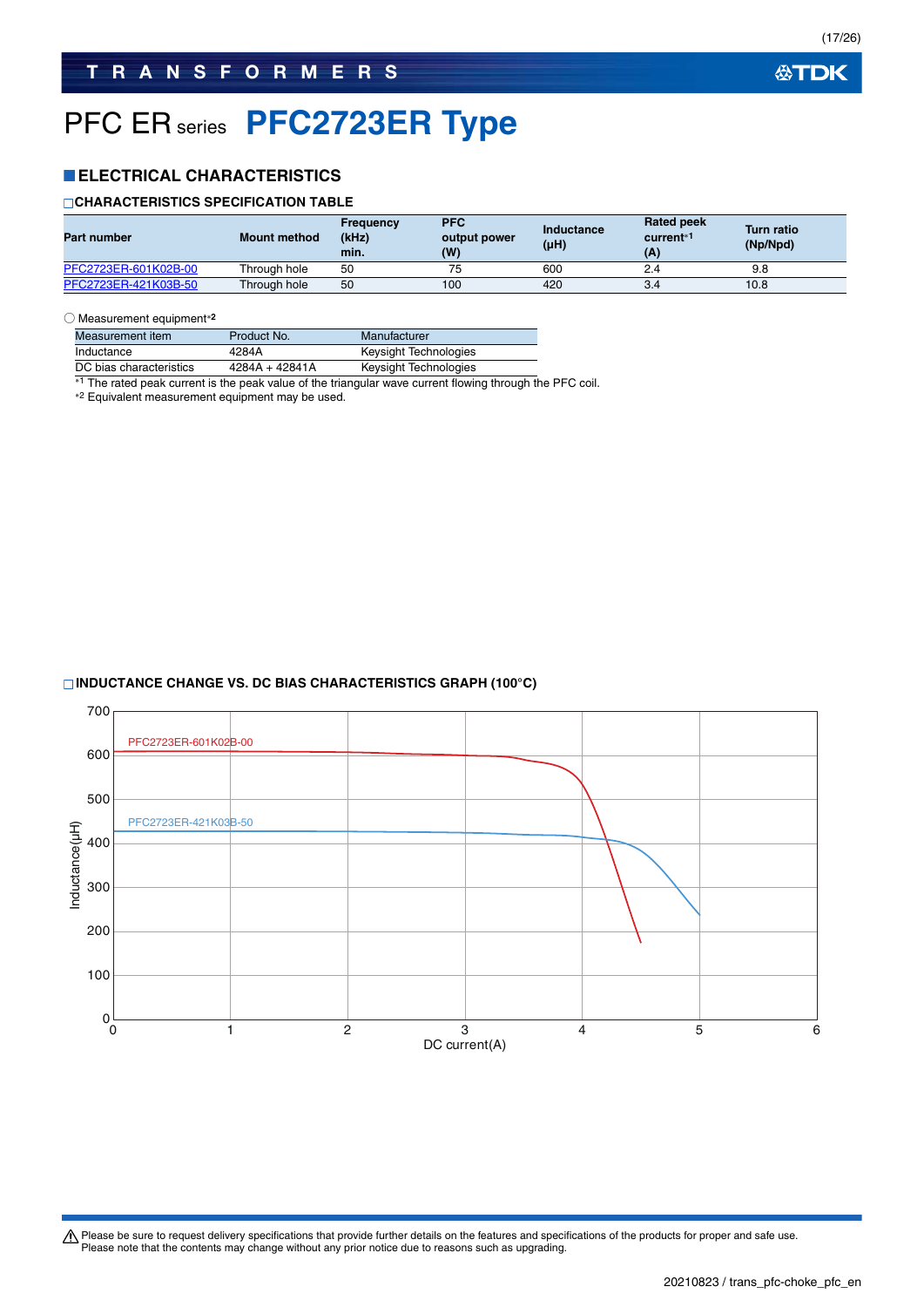# PFC ER series PFC2723ER Type

## ELECTRICAL CHARACTERISTICS

### CHARACTERISTICS SPECIFICATION TABLE

| Part number | Mount method | Frequency (kHz) min. | PFC output power (W) | Inductance (μH) | Rated peak current*1 (A) | Turn ratio (Np/Npd) |
|---|---|---|---|---|---|---|
| PFC2723ER-601K02B-00 | Through hole | 50 | 75 | 600 | 2.4 | 9.8 |
| PFC2723ER-421K03B-50 | Through hole | 50 | 100 | 420 | 3.4 | 10.8 |

○ Measurement equipment*2

| Measurement item | Product No. | Manufacturer |
|---|---|---|
| Inductance | 4284A | Keysight Technologies |
| DC bias characteristics | 4284A + 42841A | Keysight Technologies |

*1 The rated peak current is the peak value of the triangular wave current flowing through the PFC coil.
*2 Equivalent measurement equipment may be used.

### INDUCTANCE CHANGE VS. DC BIAS CHARACTERISTICS GRAPH (100°C)

Inductance(μH) vs. DC current(A)

PFC2723ER-601K02B-00
PFC2723ER-421K03B-50

Please be sure to request delivery specifications that provide further details on the features and specifications of the products for proper and safe use.
Please note that the contents may change without any prior notice due to reasons such as upgrading.

20210823 / trans_pfc-choke_pfc_en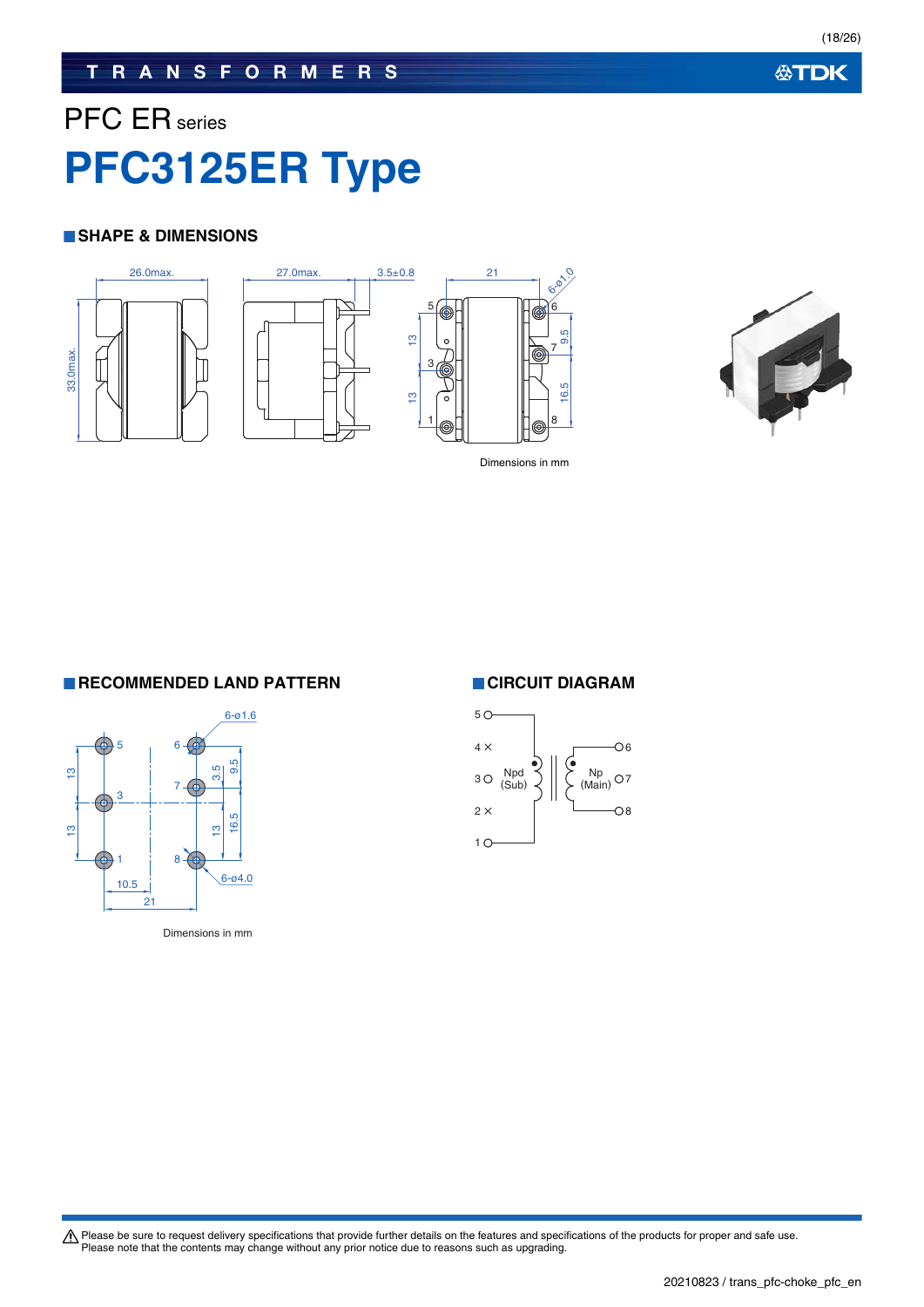# PFC ER series

# PFC3125ER Type

## SHAPE & DIMENSIONS

Dimensions in mm

## RECOMMENDED LAND PATTERN

Dimensions in mm

## CIRCUIT DIAGRAM

⚠ Please be sure to request delivery specifications that provide further details on the features and specifications of the products for proper and safe use.
Please note that the contents may change without any prior notice due to reasons such as upgrading.

20210823 / trans_pfc-choke_pfc_en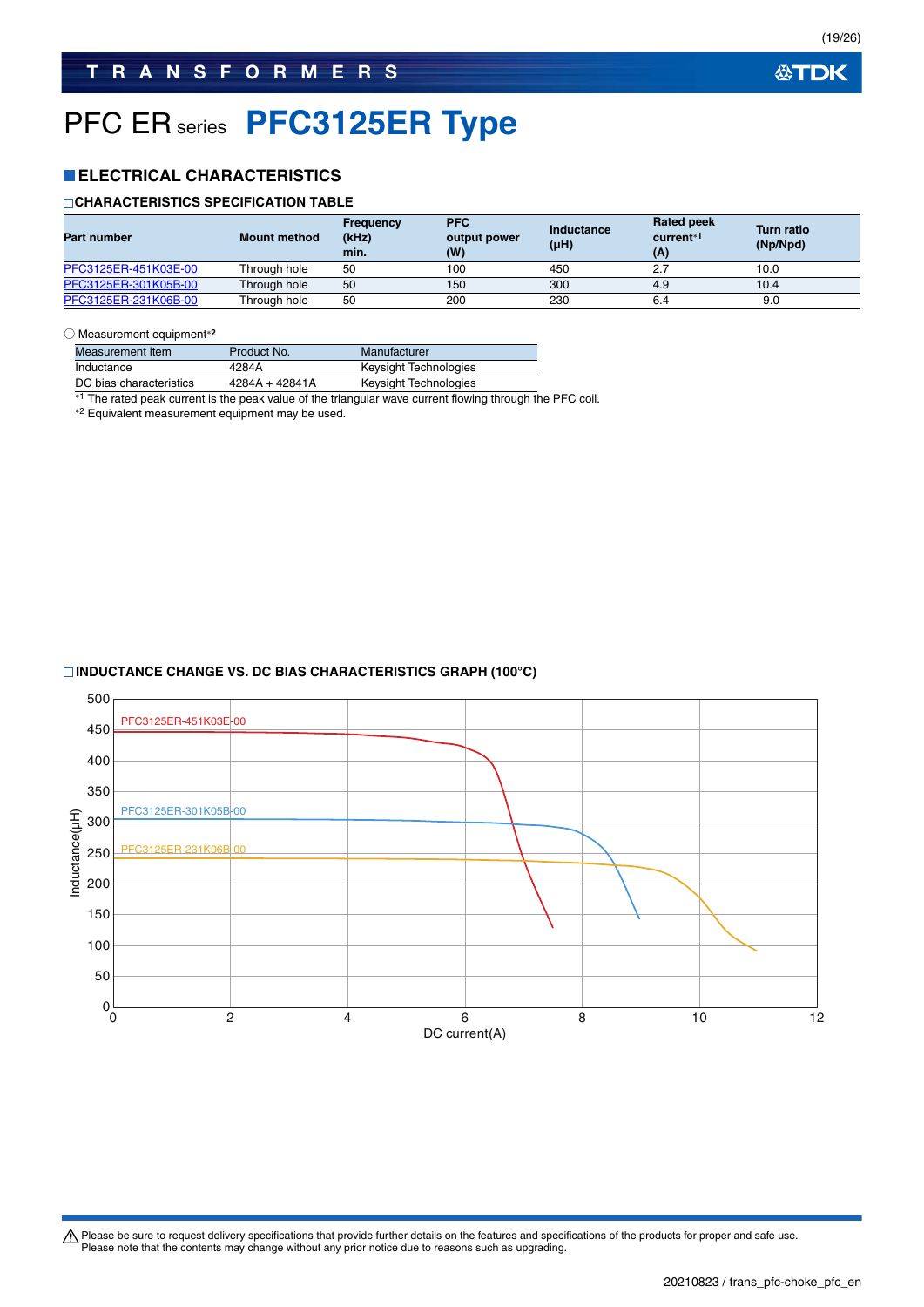# PFC ER series PFC3125ER Type

## ELECTRICAL CHARACTERISTICS

### CHARACTERISTICS SPECIFICATION TABLE

| Part number | Mount method | Frequency (kHz) min. | PFC output power (W) | Inductance (μH) | Rated peak current*1 (A) | Turn ratio (Np/Npd) |
|---|---|---|---|---|---|---|
| PFC3125ER-451K03E-00 | Through hole | 50 | 100 | 450 | 2.7 | 10.0 |
| PFC3125ER-301K05B-00 | Through hole | 50 | 150 | 300 | 4.9 | 10.4 |
| PFC3125ER-231K06B-00 | Through hole | 50 | 200 | 230 | 6.4 | 9.0 |

○ Measurement equipment*2

| Measurement item | Product No. | Manufacturer |
|---|---|---|
| Inductance | 4284A | Keysight Technologies |
| DC bias characteristics | 4284A + 42841A | Keysight Technologies |

*1 The rated peak current is the peak value of the triangular wave current flowing through the PFC coil.

*2 Equivalent measurement equipment may be used.

### INDUCTANCE CHANGE VS. DC BIAS CHARACTERISTICS GRAPH (100°C)

Please be sure to request delivery specifications that provide further details on the features and specifications of the products for proper and safe use.
Please note that the contents may change without any prior notice due to reasons such as upgrading.

20210823 / trans_pfc-choke_pfc_en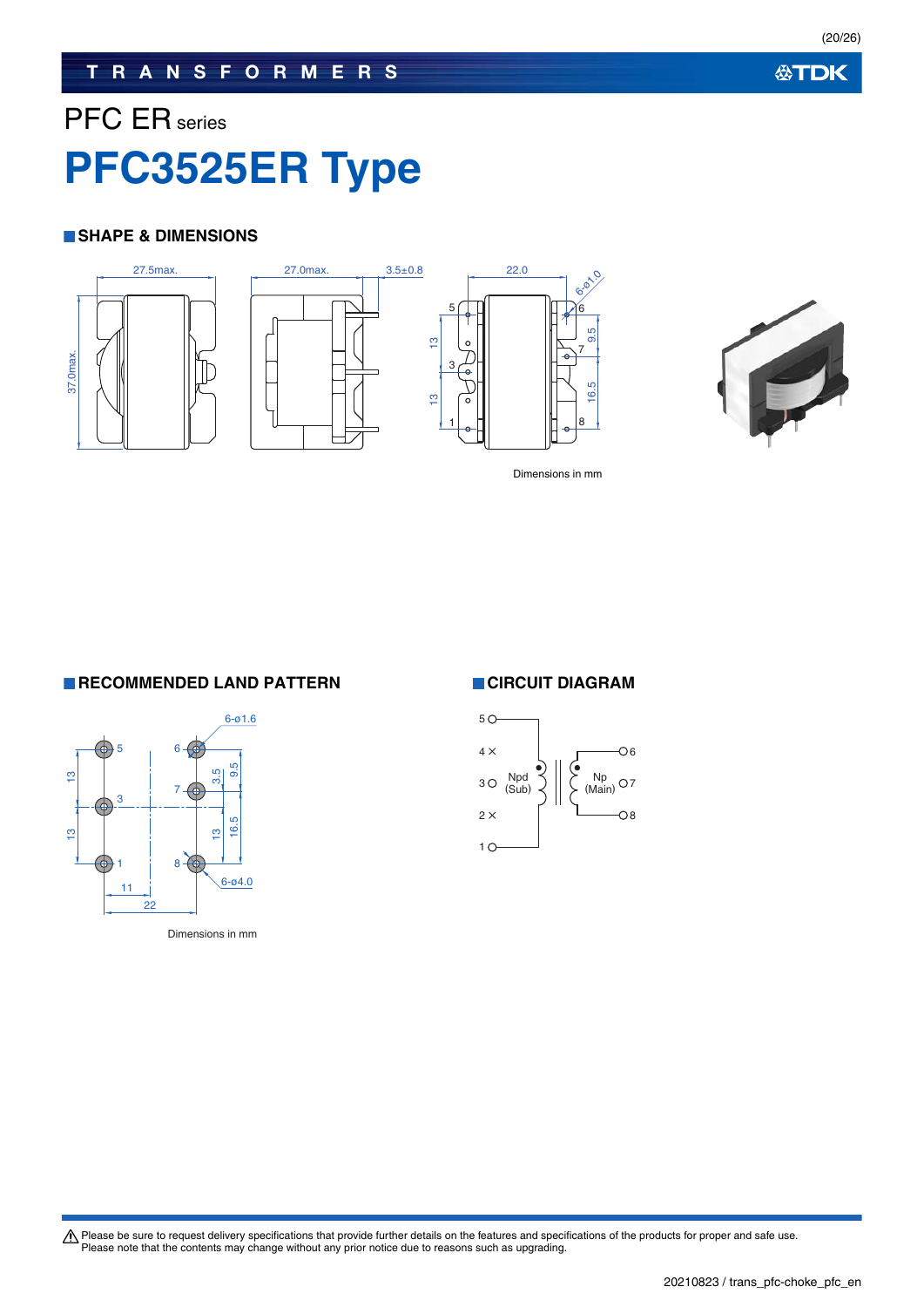# PFC ER series

# PFC3525ER Type

## SHAPE & DIMENSIONS

27.5max. 27.0max. 3.5±0.8 22.0 6-ø1.0

37.0max.

5 6 3 7 1 8 13 13 9.5 16.5

Dimensions in mm

## RECOMMENDED LAND PATTERN

6-ø1.6

5 6 3 7 1 8

13 13 3.5 9.5 13 16.5

11 22

6-ø4.0

Dimensions in mm

## CIRCUIT DIAGRAM

5 4 3 2 1

Npd (Sub)

Np (Main)

6 7 8

⚠ Please be sure to request delivery specifications that provide further details on the features and specifications of the products for proper and safe use.
Please note that the contents may change without any prior notice due to reasons such as upgrading.

20210823 / trans_pfc-choke_pfc_en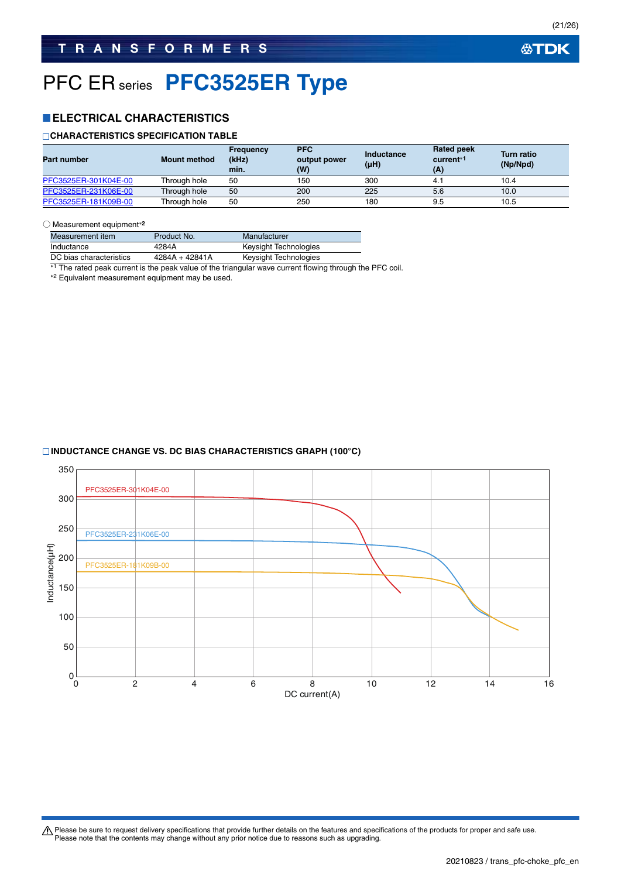# PFC ER series PFC3525ER Type

## ELECTRICAL CHARACTERISTICS

### CHARACTERISTICS SPECIFICATION TABLE

| Part number | Mount method | Frequency (kHz) min. | PFC output power (W) | Inductance (μH) | Rated peak current*1 (A) | Turn ratio (Np/Npd) |
|---|---|---|---|---|---|---|
| PFC3525ER-301K04E-00 | Through hole | 50 | 150 | 300 | 4.1 | 10.4 |
| PFC3525ER-231K06E-00 | Through hole | 50 | 200 | 225 | 5.6 | 10.0 |
| PFC3525ER-181K09B-00 | Through hole | 50 | 250 | 180 | 9.5 | 10.5 |

○ Measurement equipment*2

| Measurement item | Product No. | Manufacturer |
|---|---|---|
| Inductance | 4284A | Keysight Technologies |
| DC bias characteristics | 4284A + 42841A | Keysight Technologies |

*1 The rated peak current is the peak value of the triangular wave current flowing through the PFC coil.
*2 Equivalent measurement equipment may be used.

### INDUCTANCE CHANGE VS. DC BIAS CHARACTERISTICS GRAPH (100°C)

Series: PFC3525ER-301K04E-00, PFC3525ER-231K06E-00, PFC3525ER-181K09B-00

Y-axis: Inductance(μH) (0–350); X-axis: DC current(A) (0–16)

⚠ Please be sure to request delivery specifications that provide further details on the features and specifications of the products for proper and safe use.
Please note that the contents may change without any prior notice due to reasons such as upgrading.

20210823 / trans_pfc-choke_pfc_en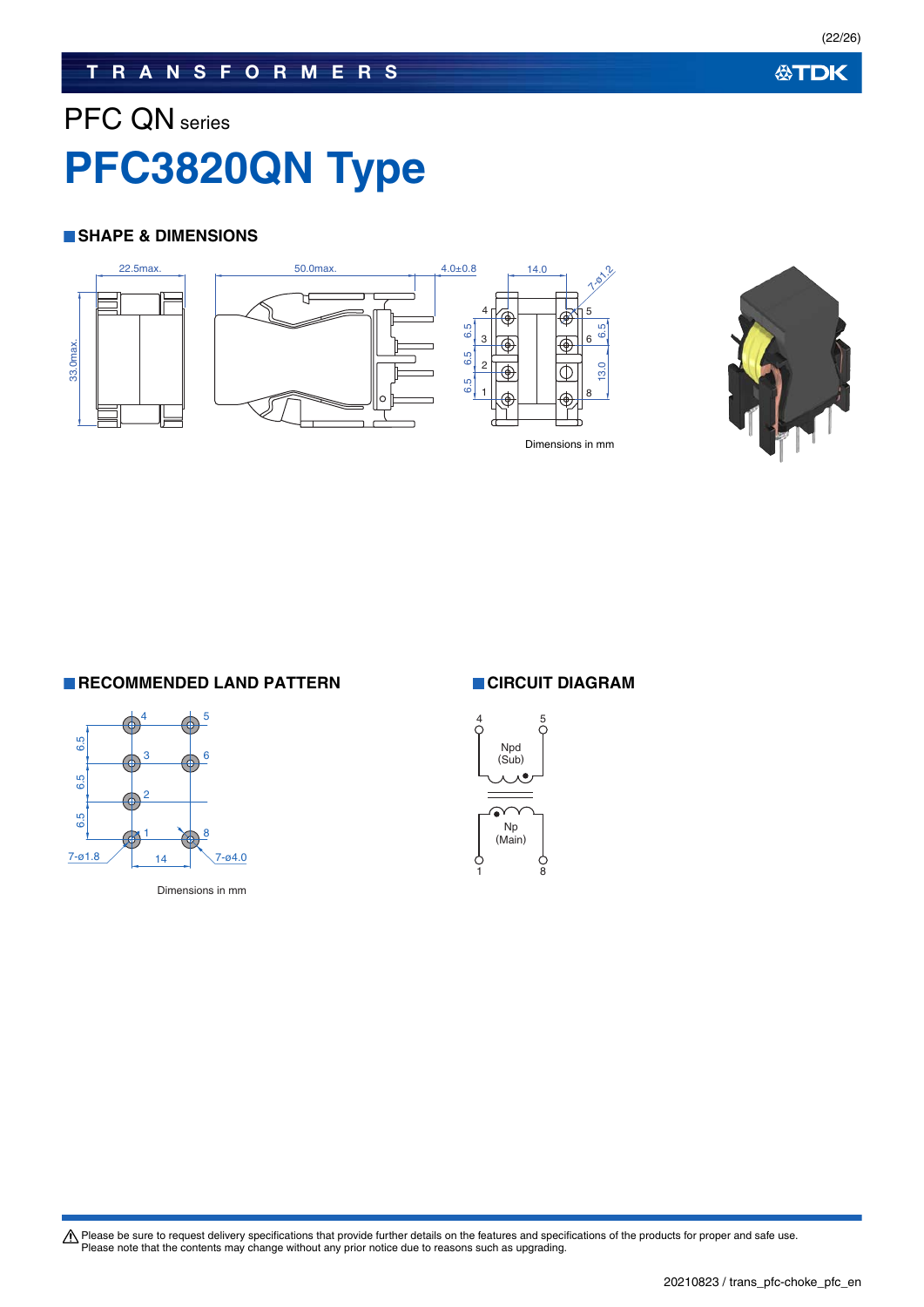PFC QN series

# PFC3820QN Type

## SHAPE & DIMENSIONS

22.5max.
50.0max.
4.0±0.8
14.0
7-ø1.2
33.0max.
6.5
6.5
6.5
6.5
13.0

Dimensions in mm

## RECOMMENDED LAND PATTERN

6.5
6.5
6.5
7-ø1.8
14
7-ø4.0

Dimensions in mm

## CIRCUIT DIAGRAM

Npd (Sub)

Np (Main)

⚠ Please be sure to request delivery specifications that provide further details on the features and specifications of the products for proper and safe use.
Please note that the contents may change without any prior notice due to reasons such as upgrading.

20210823 / trans_pfc-choke_pfc_en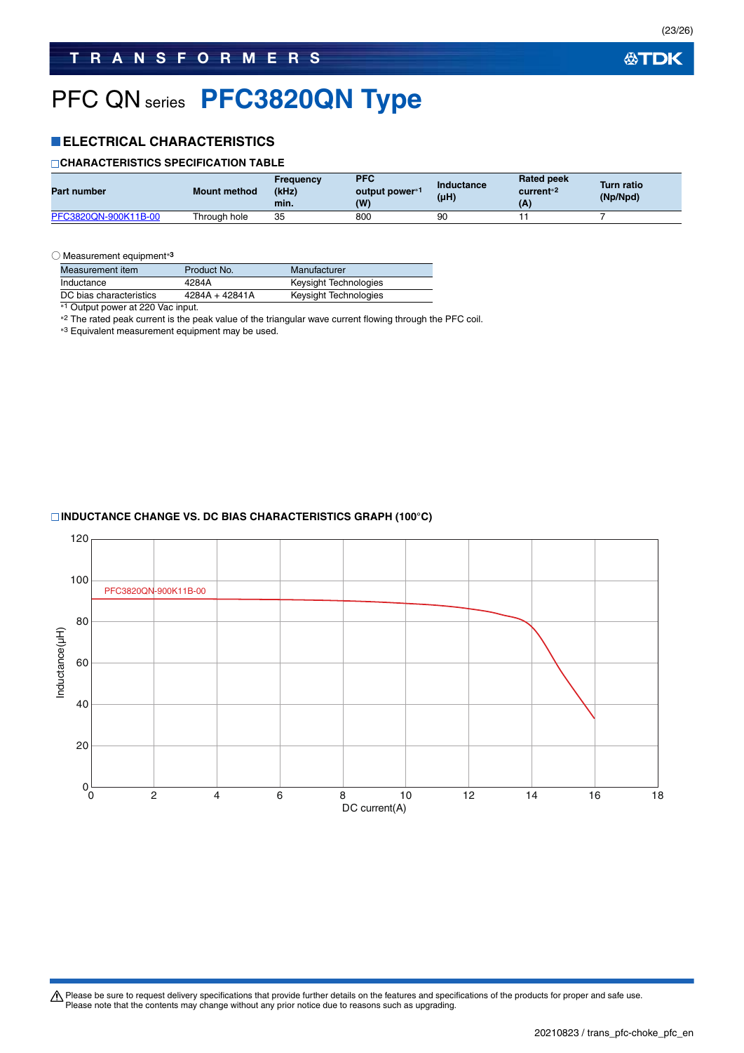# PFC QN series PFC3820QN Type

## ELECTRICAL CHARACTERISTICS

### CHARACTERISTICS SPECIFICATION TABLE

| Part number | Mount method | Frequency (kHz) min. | PFC output power*1 (W) | Inductance (μH) | Rated peak current*2 (A) | Turn ratio (Np/Npd) |
|---|---|---|---|---|---|---|
| PFC3820QN-900K11B-00 | Through hole | 35 | 800 | 90 | 11 | 7 |

○ Measurement equipment*3

| Measurement item | Product No. | Manufacturer |
|---|---|---|
| Inductance | 4284A | Keysight Technologies |
| DC bias characteristics | 4284A + 42841A | Keysight Technologies |

*1 Output power at 220 Vac input.

*2 The rated peak current is the peak value of the triangular wave current flowing through the PFC coil.

*3 Equivalent measurement equipment may be used.

### INDUCTANCE CHANGE VS. DC BIAS CHARACTERISTICS GRAPH (100°C)

PFC3820QN-900K11B-00

Inductance(μH) vs. DC current(A)

Please be sure to request delivery specifications that provide further details on the features and specifications of the products for proper and safe use.
Please note that the contents may change without any prior notice due to reasons such as upgrading.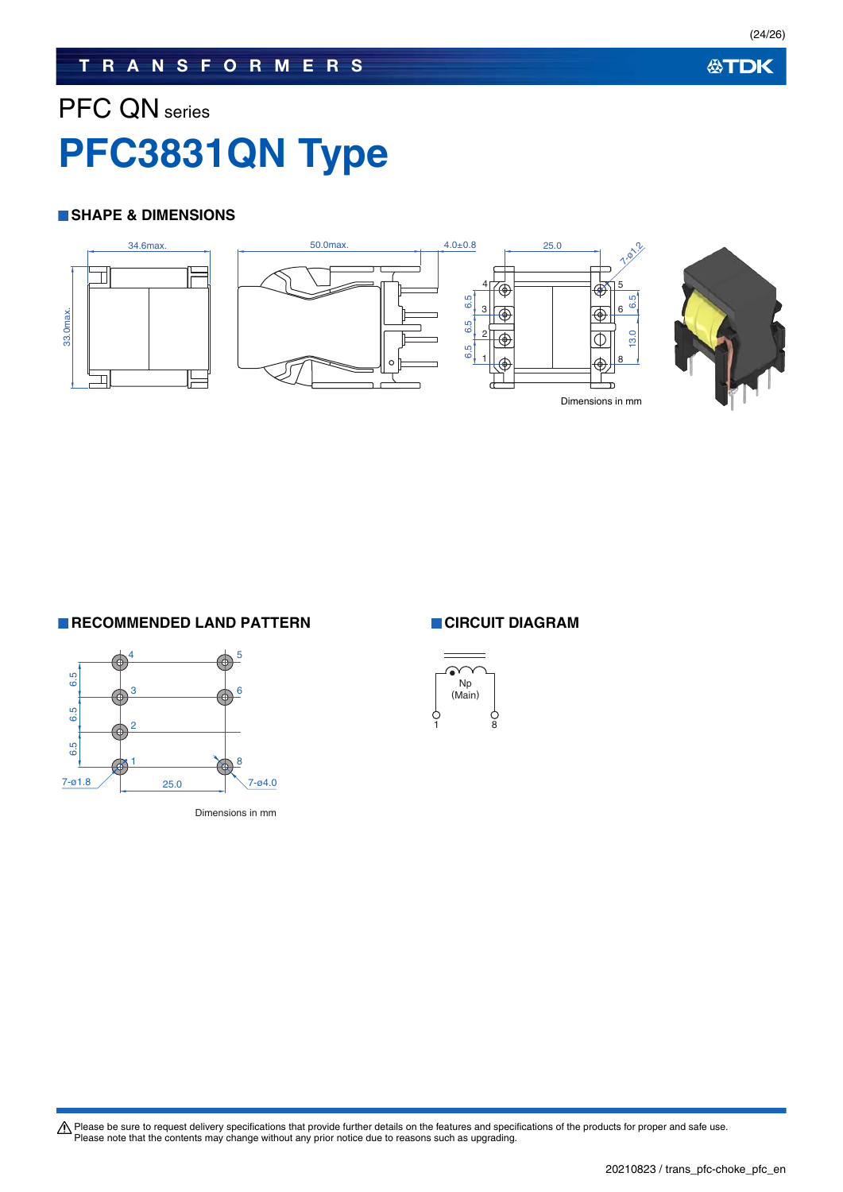PFC QN series

# PFC3831QN Type

## SHAPE & DIMENSIONS

34.6max.

50.0max.

4.0±0.8

25.0

7-ø1.2

33.0max.

6.5

6.5

6.5

6.5

13.0

4 3 2 1 5 6 8

Dimensions in mm

## RECOMMENDED LAND PATTERN

6.5

6.5

6.5

4 3 2 1 5 6 8

7-ø1.8

25.0

7-ø4.0

Dimensions in mm

## CIRCUIT DIAGRAM

Np (Main)

1 8

⚠ Please be sure to request delivery specifications that provide further details on the features and specifications of the products for proper and safe use. Please note that the contents may change without any prior notice due to reasons such as upgrading.

20210823 / trans_pfc-choke_pfc_en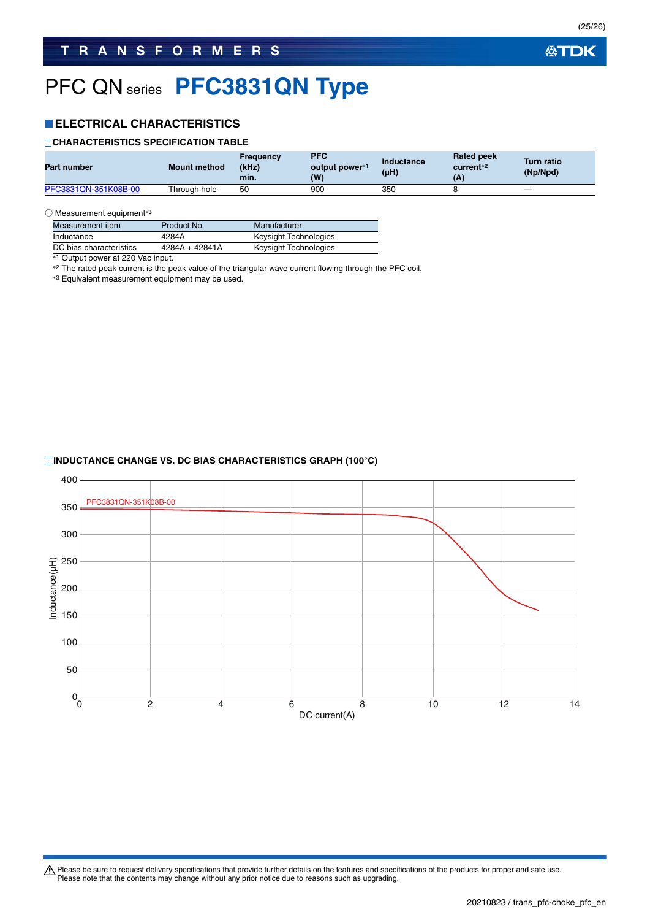# PFC QN series **PFC3831QN Type**

## ■ELECTRICAL CHARACTERISTICS

### □CHARACTERISTICS SPECIFICATION TABLE

| Part number | Mount method | Frequency (kHz) min. | PFC output power*1 (W) | Inductance (μH) | Rated peak current*2 (A) | Turn ratio (Np/Npd) |
|---|---|---|---|---|---|---|
| PFC3831QN-351K08B-00 | Through hole | 50 | 900 | 350 | 8 | — |

○ Measurement equipment*3

| Measurement item | Product No. | Manufacturer |
|---|---|---|
| Inductance | 4284A | Keysight Technologies |
| DC bias characteristics | 4284A + 42841A | Keysight Technologies |

*1 Output power at 220 Vac input.
*2 The rated peak current is the peak value of the triangular wave current flowing through the PFC coil.
*3 Equivalent measurement equipment may be used.

### □INDUCTANCE CHANGE VS. DC BIAS CHARACTERISTICS GRAPH (100°C)

PFC3831QN-351K08B-00

Inductance(μH): 0, 50, 100, 150, 200, 250, 300, 350, 400

DC current(A): 0, 2, 4, 6, 8, 10, 12, 14

⚠ Please be sure to request delivery specifications that provide further details on the features and specifications of the products for proper and safe use.
Please note that the contents may change without any prior notice due to reasons such as upgrading.

20210823 / trans_pfc-choke_pfc_en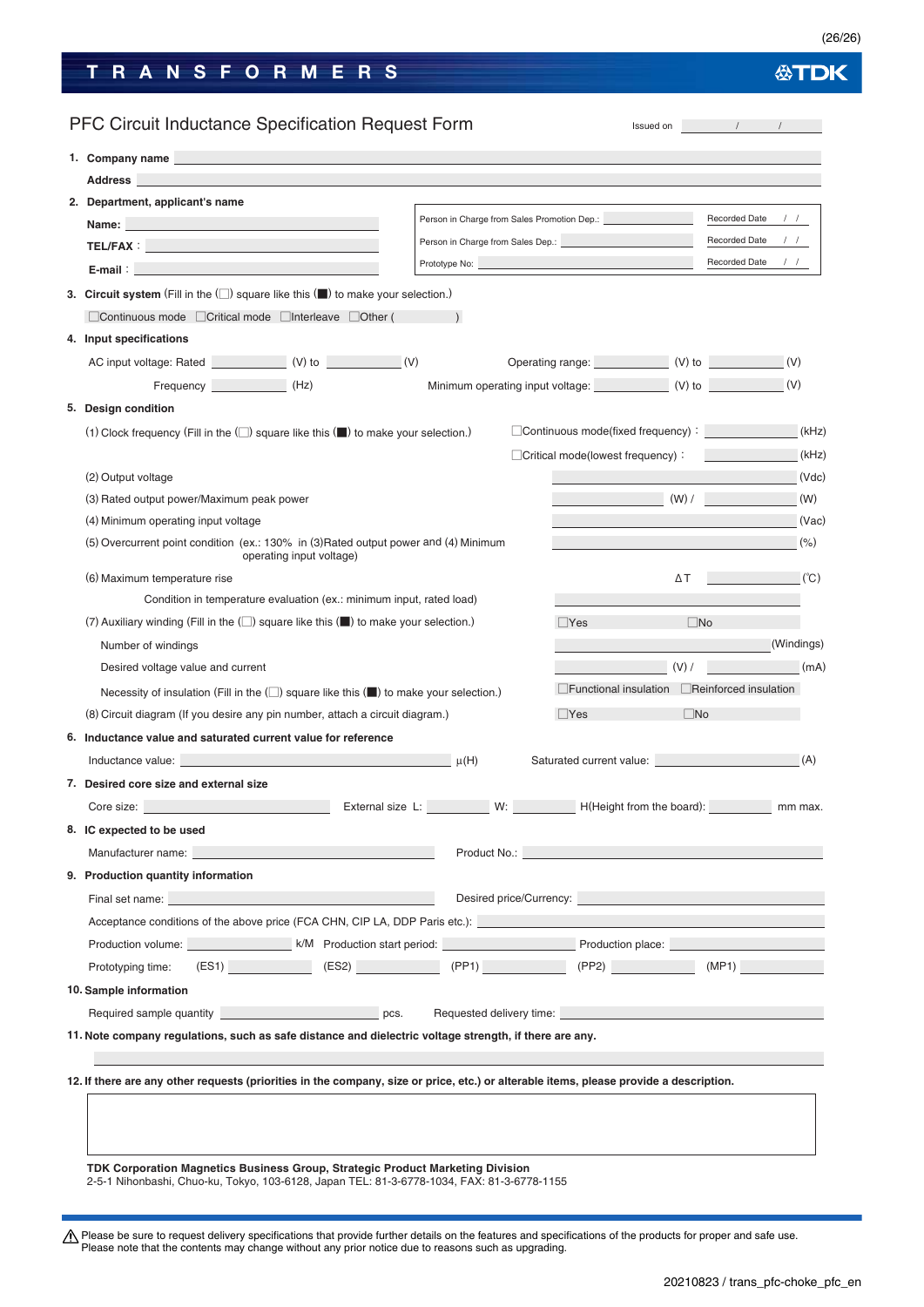TRANSFORMERS

# PFC Circuit Inductance Specification Request Form

Issued on ____ / ____ / ____

**1. Company name** ____________________

**Address** ____________________

**2. Department, applicant's name**

**Name:** ____________________

**TEL/FAX:** ____________________

**E-mail:** ____________________

| | |
|---|---|
| Person in Charge from Sales Promotion Dep.: ____________ | Recorded Date / / |
| Person in Charge from Sales Dep.: ____________ | Recorded Date / / |
| Prototype No: ____________ | Recorded Date / / |

**3. Circuit system** (Fill in the (☐) square like this (■) to make your selection.)

☐Continuous mode ☐Critical mode ☐Interleave ☐Other ( )

**4. Input specifications**

AC input voltage: Rated ________ (V) to ________ (V)  Operating range: ________ (V) to ________ (V)

Frequency ________ (Hz)  Minimum operating input voltage: ________ (V) to ________ (V)

**5. Design condition**

(1) Clock frequency (Fill in the (☐) square like this (■) to make your selection.)
☐Continuous mode(fixed frequency): ________ (kHz)
☐Critical mode(lowest frequency): ________ (kHz)

(2) Output voltage ________ (Vdc)

(3) Rated output power/Maximum peak power ________ (W) / ________ (W)

(4) Minimum operating input voltage ________ (Vac)

(5) Overcurrent point condition (ex.: 130% in (3)Rated output power and (4) Minimum operating input voltage) ________ (%)

(6) Maximum temperature rise ΔT ________ (℃)

Condition in temperature evaluation (ex.: minimum input, rated load) ________

(7) Auxiliary winding (Fill in the (☐) square like this (■) to make your selection.) ☐Yes ☐No

Number of windings ________ (Windings)

Desired voltage value and current ________ (V) / ________ (mA)

Necessity of insulation (Fill in the (☐) square like this (■) to make your selection.) ☐Functional insulation ☐Reinforced insulation

(8) Circuit diagram (If you desire any pin number, attach a circuit diagram.) ☐Yes ☐No

**6. Inductance value and saturated current value for reference**

Inductance value: ________ μ(H)  Saturated current value: ________ (A)

**7. Desired core size and external size**

Core size: ________  External size L: ________ W: ________ H(Height from the board): ________ mm max.

**8. IC expected to be used**

Manufacturer name: ________  Product No.: ________

**9. Production quantity information**

Final set name: ________  Desired price/Currency: ________

Acceptance conditions of the above price (FCA CHN, CIP LA, DDP Paris etc.): ________

Production volume: ________ k/M  Production start period: ________  Production place: ________

Prototyping time: (ES1) ________ (ES2) ________ (PP1) ________ (PP2) ________ (MP1) ________

**10. Sample information**

Required sample quantity ________ pcs.  Requested delivery time: ________

**11. Note company regulations, such as safe distance and dielectric voltage strength, if there are any.**

________

**12. If there are any other requests (priorities in the company, size or price, etc.) or alterable items, please provide a description.**

________

**TDK Corporation Magnetics Business Group, Strategic Product Marketing Division**
2-5-1 Nihonbashi, Chuo-ku, Tokyo, 103-6128, Japan TEL: 81-3-6778-1034, FAX: 81-3-6778-1155

⚠ Please be sure to request delivery specifications that provide further details on the features and specifications of the products for proper and safe use.
Please note that the contents may change without any prior notice due to reasons such as upgrading.

20210823 / trans_pfc-choke_pfc_en